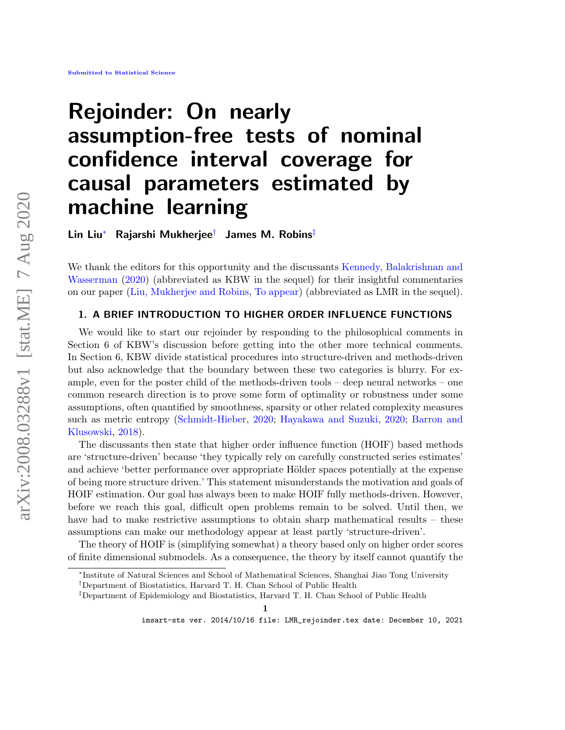Submitted to Statistical Science

# Rejoinder: On nearly assumption-free tests of nominal confidence interval coverage for causal parameters estimated by machine learning

**Lin Liu**[*] **Rajarshi Mukherjee**[†] **James M. Robins**[‡]

We thank the editors for this opportunity and the discussants Kennedy, Balakrishnan and Wasserman (2020) (abbreviated as KBW in the sequel) for their insightful commentaries on our paper (Liu, Mukherjee and Robins, To appear) (abbreviated as LMR in the sequel).

## 1. A BRIEF INTRODUCTION TO HIGHER ORDER INFLUENCE FUNCTIONS

We would like to start our rejoinder by responding to the philosophical comments in Section 6 of KBW's discussion before getting into the other more technical comments. In Section 6, KBW divide statistical procedures into structure-driven and methods-driven but also acknowledge that the boundary between these two categories is blurry. For example, even for the poster child of the methods-driven tools – deep neural networks – one common research direction is to prove some form of optimality or robustness under some assumptions, often quantified by smoothness, sparsity or other related complexity measures such as metric entropy (Schmidt-Hieber, 2020; Hayakawa and Suzuki, 2020; Barron and Klusowski, 2018).

The discussants then state that higher order influence function (HOIF) based methods are 'structure-driven' because 'they typically rely on carefully constructed series estimates' and achieve 'better performance over appropriate Hölder spaces potentially at the expense of being more structure driven.' This statement misunderstands the motivation and goals of HOIF estimation. Our goal has always been to make HOIF fully methods-driven. However, before we reach this goal, difficult open problems remain to be solved. Until then, we have had to make restrictive assumptions to obtain sharp mathematical results – these assumptions can make our methodology appear at least partly 'structure-driven'.

The theory of HOIF is (simplifying somewhat) a theory based only on higher order scores of finite dimensional submodels. As a consequence, the theory by itself cannot quantify the

---

[*] Institute of Natural Sciences and School of Mathematical Sciences, Shanghai Jiao Tong University

[†] Department of Biostatistics, Harvard T. H. Chan School of Public Health

[‡] Department of Epidemiology and Biostatistics, Harvard T. H. Chan School of Public Health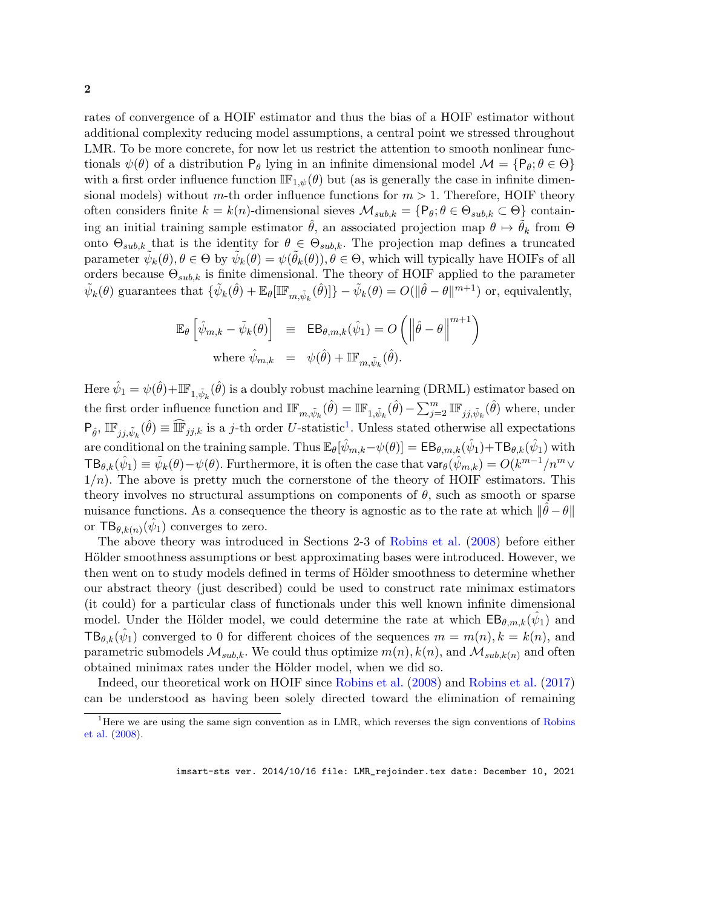rates of convergence of a HOIF estimator and thus the bias of a HOIF estimator without additional complexity reducing model assumptions, a central point we stressed throughout LMR. To be more concrete, for now let us restrict the attention to smooth nonlinear functionals $\psi(\theta)$ of a distribution $\mathsf{P}_\theta$ lying in an infinite dimensional model $\mathcal{M} = \{\mathsf{P}_\theta; \theta \in \Theta\}$ with a first order influence function $\mathbb{IF}_{1,\psi}(\theta)$ but (as is generally the case in infinite dimensional models) without $m$-th order influence functions for $m > 1$. Therefore, HOIF theory often considers finite $k = k(n)$-dimensional sieves $\mathcal{M}_{sub,k} = \{\mathsf{P}_\theta; \theta \in \Theta_{sub,k} \subset \Theta\}$ containing an initial training sample estimator $\hat{\theta}$, an associated projection map $\theta \mapsto \tilde{\theta}_k$ from $\Theta$ onto $\Theta_{sub,k}$ that is the identity for $\theta \in \Theta_{sub,k}$. The projection map defines a truncated parameter $\tilde{\psi}_k(\theta), \theta \in \Theta$ by $\tilde{\psi}_k(\theta) = \psi(\tilde{\theta}_k(\theta)), \theta \in \Theta$, which will typically have HOIFs of all orders because $\Theta_{sub,k}$ is finite dimensional. The theory of HOIF applied to the parameter $\tilde{\psi}_k(\theta)$ guarantees that $\{\tilde{\psi}_k(\hat{\theta}) + \mathbb{E}_\theta[\mathbb{IF}_{m,\tilde{\psi}_k}(\hat{\theta})]\} - \tilde{\psi}_k(\theta) = O(\|\hat{\theta} - \theta\|^{m+1})$ or, equivalently,

$$
\begin{aligned}
\mathbb{E}_\theta\left[\hat{\psi}_{m,k} - \tilde{\psi}_k(\theta)\right] &\equiv \mathsf{EB}_{\theta,m,k}(\hat{\psi}_1) = O\left(\left\|\hat{\theta} - \theta\right\|^{m+1}\right) \\
\text{where } \hat{\psi}_{m,k} &= \psi(\hat{\theta}) + \mathbb{IF}_{m,\tilde{\psi}_k}(\hat{\theta}).
\end{aligned}
$$

Here $\hat{\psi}_1 = \psi(\hat{\theta}) + \mathbb{IF}_{1,\tilde{\psi}_k}(\hat{\theta})$ is a doubly robust machine learning (DRML) estimator based on the first order influence function and $\mathbb{IF}_{m,\tilde{\psi}_k}(\hat{\theta}) = \mathbb{IF}_{1,\tilde{\psi}_k}(\hat{\theta}) - \sum_{j=2}^{m} \mathbb{IF}_{jj,\tilde{\psi}_k}(\hat{\theta})$ where, under $\mathsf{P}_{\hat{\theta}}$, $\mathbb{IF}_{jj,\tilde{\psi}_k}(\hat{\theta}) \equiv \widehat{\mathbb{IF}}_{jj,k}$ is a $j$-th order $U$-statistic[1]. Unless stated otherwise all expectations are conditional on the training sample. Thus $\mathbb{E}_\theta[\hat{\psi}_{m,k} - \psi(\theta)] = \mathsf{EB}_{\theta,m,k}(\hat{\psi}_1) + \mathsf{TB}_{\theta,k}(\hat{\psi}_1)$ with $\mathsf{TB}_{\theta,k}(\hat{\psi}_1) \equiv \tilde{\psi}_k(\theta) - \psi(\theta)$. Furthermore, it is often the case that $\mathsf{var}_\theta(\hat{\psi}_{m,k}) = O(k^{m-1}/n^m \vee 1/n)$. The above is pretty much the cornerstone of the theory of HOIF estimators. This theory involves no structural assumptions on components of $\theta$, such as smooth or sparse nuisance functions. As a consequence the theory is agnostic as to the rate at which $\|\hat{\theta} - \theta\|$ or $\mathsf{TB}_{\theta,k(n)}(\hat{\psi}_1)$ converges to zero.

The above theory was introduced in Sections 2-3 of Robins et al. (2008) before either Hölder smoothness assumptions or best approximating bases were introduced. However, we then went on to study models defined in terms of Hölder smoothness to determine whether our abstract theory (just described) could be used to construct rate minimax estimators (it could) for a particular class of functionals under this well known infinite dimensional model. Under the Hölder model, we could determine the rate at which $\mathsf{EB}_{\theta,m,k}(\hat{\psi}_1)$ and $\mathsf{TB}_{\theta,k}(\hat{\psi}_1)$ converged to 0 for different choices of the sequences $m = m(n), k = k(n)$, and parametric submodels $\mathcal{M}_{sub,k}$. We could thus optimize $m(n), k(n)$, and $\mathcal{M}_{sub,k(n)}$ and often obtained minimax rates under the Hölder model, when we did so.

Indeed, our theoretical work on HOIF since Robins et al. (2008) and Robins et al. (2017) can be understood as having been solely directed toward the elimination of remaining

[1] Here we are using the same sign convention as in LMR, which reverses the sign conventions of Robins et al. (2008).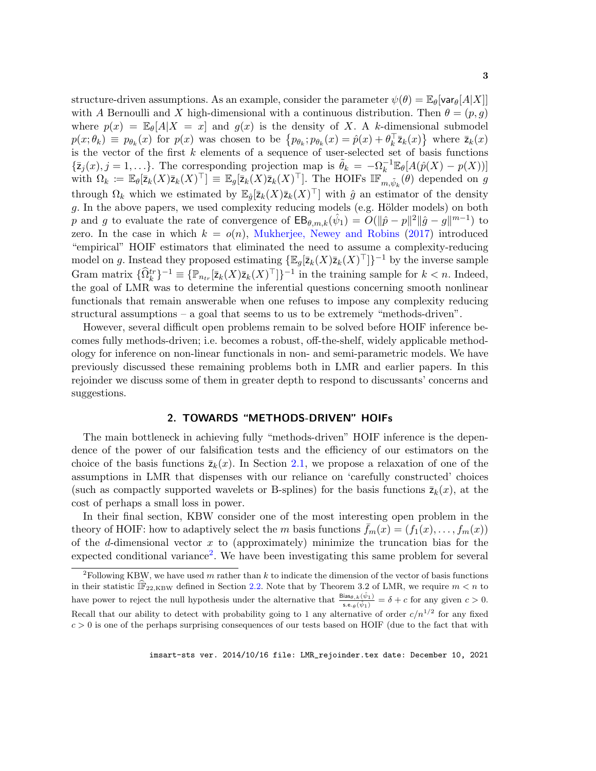structure-driven assumptions. As an example, consider the parameter $\psi(\theta) = \mathbb{E}_\theta[\mathsf{var}_\theta[A|X]]$ with $A$ Bernoulli and $X$ high-dimensional with a continuous distribution. Then $\theta = (p, g)$ where $p(x) = \mathbb{E}_\theta[A|X = x]$ and $g(x)$ is the density of $X$. A $k$-dimensional submodel $p(x; \theta_k) \equiv p_{\theta_k}(x)$ for $p(x)$ was chosen to be $\left\{p_{\theta_k}; p_{\theta_k}(x) = \hat{p}(x) + \theta_k^\top \bar{\mathsf{z}}_k(x)\right\}$ where $\bar{\mathsf{z}}_k(x)$ is the vector of the first $k$ elements of a sequence of user-selected set of basis functions $\{\bar{\mathsf{z}}_j(x), j = 1, \ldots\}$. The corresponding projection map is $\tilde{\theta}_k = -\Omega_k^{-1}\mathbb{E}_\theta[A(\hat{p}(X) - p(X))]$ with $\Omega_k := \mathbb{E}_\theta[\bar{\mathsf{z}}_k(X)\bar{\mathsf{z}}_k(X)^\top] \equiv \mathbb{E}_g[\bar{\mathsf{z}}_k(X)\bar{\mathsf{z}}_k(X)^\top]$. The HOIFs $\mathbb{IF}_{m,\tilde{\psi}_k}(\theta)$ depended on $g$ through $\Omega_k$ which we estimated by $\mathbb{E}_{\hat{g}}[\bar{\mathsf{z}}_k(X)\bar{\mathsf{z}}_k(X)^\top]$ with $\hat{g}$ an estimator of the density $g$. In the above papers, we used complexity reducing models (e.g. Hölder models) on both $p$ and $g$ to evaluate the rate of convergence of $\mathsf{EB}_{\theta,m,k}(\hat{\psi}_1) = O(\|\hat{p} - p\|^2 \|\hat{g} - g\|^{m-1})$ to zero. In the case in which $k = o(n)$, Mukherjee, Newey and Robins (2017) introduced "empirical" HOIF estimators that eliminated the need to assume a complexity-reducing model on $g$. Instead they proposed estimating $\{\mathbb{E}_g[\bar{\mathsf{z}}_k(X)\bar{\mathsf{z}}_k(X)^\top]\}^{-1}$ by the inverse sample Gram matrix $\{\widehat{\Omega}_k^{tr}\}^{-1} \equiv \{\mathbb{P}_{n_{tr}}[\bar{\mathsf{z}}_k(X)\bar{\mathsf{z}}_k(X)^\top]\}^{-1}$ in the training sample for $k < n$. Indeed, the goal of LMR was to determine the inferential questions concerning smooth nonlinear functionals that remain answerable when one refuses to impose any complexity reducing structural assumptions – a goal that seems to us to be extremely "methods-driven".

However, several difficult open problems remain to be solved before HOIF inference becomes fully methods-driven; i.e. becomes a robust, off-the-shelf, widely applicable methodology for inference on non-linear functionals in non- and semi-parametric models. We have previously discussed these remaining problems both in LMR and earlier papers. In this rejoinder we discuss some of them in greater depth to respond to discussants' concerns and suggestions.

## 2. TOWARDS "METHODS-DRIVEN" HOIFs

The main bottleneck in achieving fully "methods-driven" HOIF inference is the dependence of the power of our falsification tests and the efficiency of our estimators on the choice of the basis functions $\bar{\mathsf{z}}_k(x)$. In Section 2.1, we propose a relaxation of one of the assumptions in LMR that dispenses with our reliance on 'carefully constructed' choices (such as compactly supported wavelets or B-splines) for the basis functions $\bar{\mathsf{z}}_k(x)$, at the cost of perhaps a small loss in power.

In their final section, KBW consider one of the most interesting open problem in the theory of HOIF: how to adaptively select the $m$ basis functions $\bar{f}_m(x) = (f_1(x), \ldots, f_m(x))$ of the $d$-dimensional vector $x$ to (approximately) minimize the truncation bias for the expected conditional variance[2]. We have been investigating this same problem for several

[2]Following KBW, we have used $m$ rather than $k$ to indicate the dimension of the vector of basis functions in their statistic $\widehat{\mathbb{IF}}_{22,\mathrm{KBW}}$ defined in Section 2.2. Note that by Theorem 3.2 of LMR, we require $m < n$ to have power to reject the null hypothesis under the alternative that $\frac{\mathsf{Bias}_{\theta,k}(\hat{\psi}_1)}{\mathsf{s.e.}_\theta(\hat{\psi}_1)} = \delta + c$ for any given $c > 0$. Recall that our ability to detect with probability going to 1 any alternative of order $c/n^{1/2}$ for any fixed $c > 0$ is one of the perhaps surprising consequences of our tests based on HOIF (due to the fact that with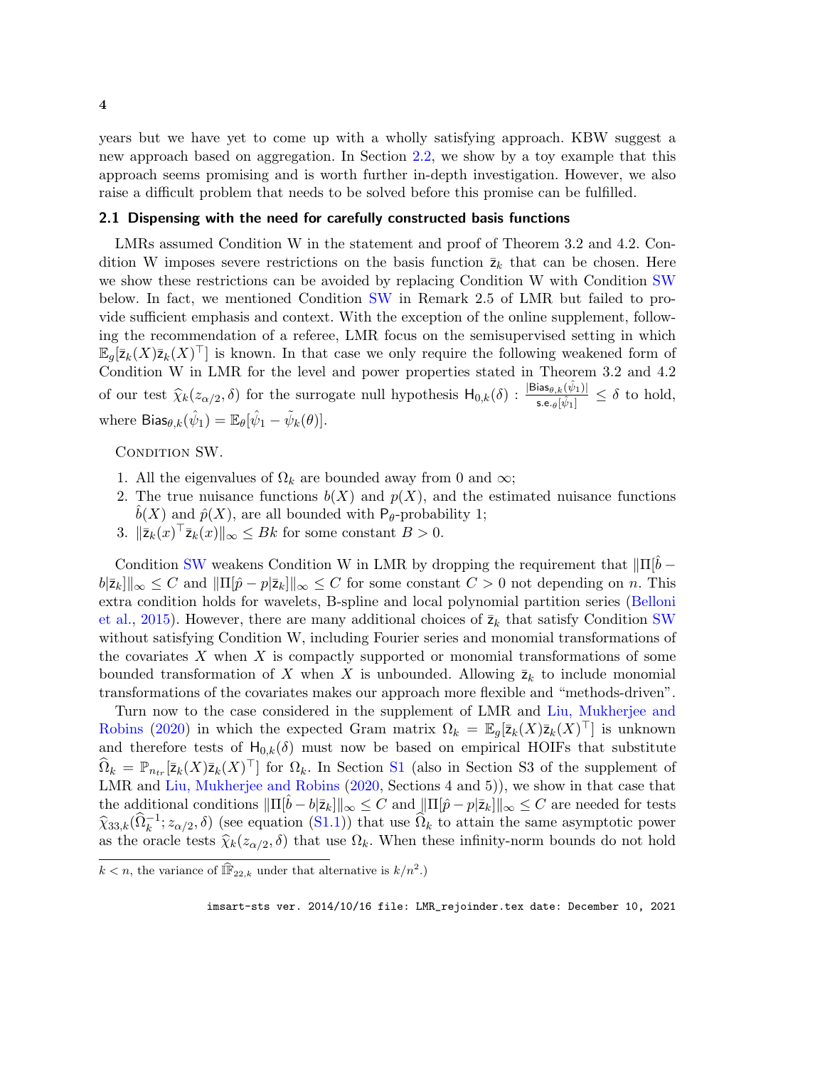years but we have yet to come up with a wholly satisfying approach. KBW suggest a new approach based on aggregation. In Section 2.2, we show by a toy example that this approach seems promising and is worth further in-depth investigation. However, we also raise a difficult problem that needs to be solved before this promise can be fulfilled.

### 2.1 Dispensing with the need for carefully constructed basis functions

LMRs assumed Condition W in the statement and proof of Theorem 3.2 and 4.2. Condition W imposes severe restrictions on the basis function $\bar{\mathsf{z}}_k$ that can be chosen. Here we show these restrictions can be avoided by replacing Condition W with Condition SW below. In fact, we mentioned Condition SW in Remark 2.5 of LMR but failed to provide sufficient emphasis and context. With the exception of the online supplement, following the recommendation of a referee, LMR focus on the semisupervised setting in which $\mathbb{E}_g[\bar{\mathsf{z}}_k(X)\bar{\mathsf{z}}_k(X)^\top]$ is known. In that case we only require the following weakened form of Condition W in LMR for the level and power properties stated in Theorem 3.2 and 4.2 of our test $\widehat{\chi}_k(z_{\alpha/2}, \delta)$ for the surrogate null hypothesis $\mathsf{H}_{0,k}(\delta) : \frac{|\mathsf{Bias}_{\theta,k}(\hat{\psi}_1)|}{\mathsf{s.e.}_\theta[\hat{\psi}_1]} \leq \delta$ to hold, where $\mathsf{Bias}_{\theta,k}(\hat{\psi}_1) = \mathbb{E}_\theta[\hat{\psi}_1 - \tilde{\psi}_k(\theta)]$.

Condition SW.

1. All the eigenvalues of $\Omega_k$ are bounded away from 0 and $\infty$;
2. The true nuisance functions $b(X)$ and $p(X)$, and the estimated nuisance functions $\hat{b}(X)$ and $\hat{p}(X)$, are all bounded with $\mathsf{P}_\theta$-probability 1;
3. $\|\bar{\mathsf{z}}_k(x)^\top \bar{\mathsf{z}}_k(x)\|_\infty \leq Bk$ for some constant $B > 0$.

Condition SW weakens Condition W in LMR by dropping the requirement that $\|\Pi[\hat{b} - b|\bar{\mathsf{z}}_k]\|_\infty \leq C$ and $\|\Pi[\hat{p} - p|\bar{\mathsf{z}}_k]\|_\infty \leq C$ for some constant $C > 0$ not depending on $n$. This extra condition holds for wavelets, B-spline and local polynomial partition series (Belloni et al., 2015). However, there are many additional choices of $\bar{\mathsf{z}}_k$ that satisfy Condition SW without satisfying Condition W, including Fourier series and monomial transformations of the covariates $X$ when $X$ is compactly supported or monomial transformations of some bounded transformation of $X$ when $X$ is unbounded. Allowing $\bar{\mathsf{z}}_k$ to include monomial transformations of the covariates makes our approach more flexible and "methods-driven".

Turn now to the case considered in the supplement of LMR and Liu, Mukherjee and Robins (2020) in which the expected Gram matrix $\Omega_k = \mathbb{E}_g[\bar{\mathsf{z}}_k(X)\bar{\mathsf{z}}_k(X)^\top]$ is unknown and therefore tests of $\mathsf{H}_{0,k}(\delta)$ must now be based on empirical HOIFs that substitute $\widehat{\Omega}_k = \mathbb{P}_{n_{tr}}[\bar{\mathsf{z}}_k(X)\bar{\mathsf{z}}_k(X)^\top]$ for $\Omega_k$. In Section S1 (also in Section S3 of the supplement of LMR and Liu, Mukherjee and Robins (2020, Sections 4 and 5)), we show in that case that the additional conditions $\|\Pi[\hat{b} - b|\bar{\mathsf{z}}_k]\|_\infty \leq C$ and $\|\Pi[\hat{p} - p|\bar{\mathsf{z}}_k]\|_\infty \leq C$ are needed for tests $\widehat{\chi}_{33,k}(\widehat{\Omega}_k^{-1}; z_{\alpha/2}, \delta)$ (see equation (S1.1)) that use $\widehat{\Omega}_k$ to attain the same asymptotic power as the oracle tests $\widehat{\chi}_k(z_{\alpha/2}, \delta)$ that use $\Omega_k$. When these infinity-norm bounds do not hold

$k < n$, the variance of $\widehat{\mathbb{IF}}_{22,k}$ under that alternative is $k/n^2$.)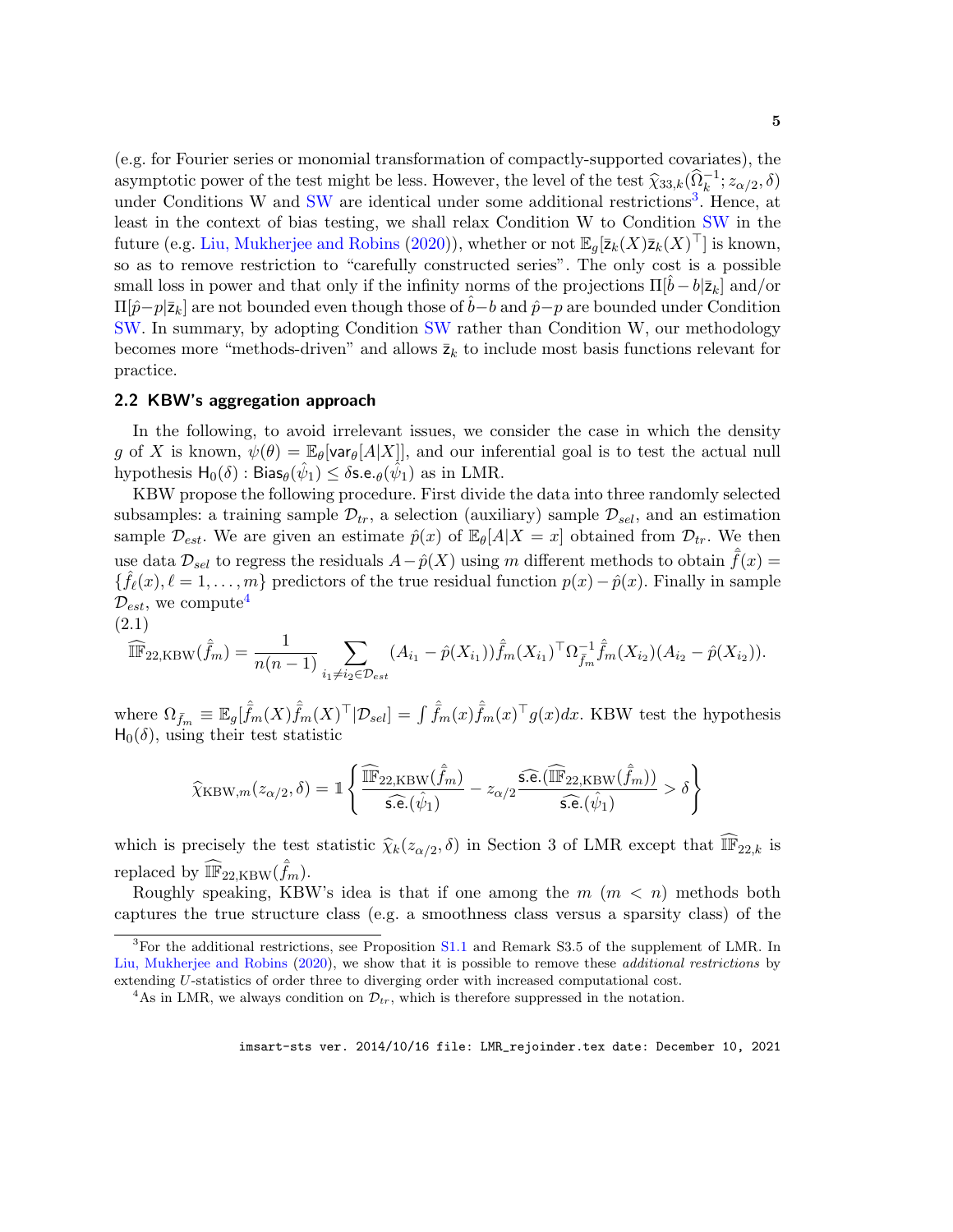(e.g. for Fourier series or monomial transformation of compactly-supported covariates), the asymptotic power of the test might be less. However, the level of the test $\widehat{\chi}_{33,k}(\widehat{\Omega}_k^{-1}; z_{\alpha/2}, \delta)$ under Conditions W and SW are identical under some additional restrictions[3]. Hence, at least in the context of bias testing, we shall relax Condition W to Condition SW in the future (e.g. Liu, Mukherjee and Robins (2020)), whether or not $\mathbb{E}_g[\bar{\mathsf{z}}_k(X)\bar{\mathsf{z}}_k(X)^\top]$ is known, so as to remove restriction to "carefully constructed series". The only cost is a possible small loss in power and that only if the infinity norms of the projections $\Pi[\hat{b} - b|\bar{\mathsf{z}}_k]$ and/or $\Pi[\hat{p} - p|\bar{\mathsf{z}}_k]$ are not bounded even though those of $\hat{b} - b$ and $\hat{p} - p$ are bounded under Condition SW. In summary, by adopting Condition SW rather than Condition W, our methodology becomes more "methods-driven" and allows $\bar{\mathsf{z}}_k$ to include most basis functions relevant for practice.

## 2.2 KBW's aggregation approach

In the following, to avoid irrelevant issues, we consider the case in which the density $g$ of $X$ is known, $\psi(\theta) = \mathbb{E}_\theta[\mathsf{var}_\theta[A|X]]$, and our inferential goal is to test the actual null hypothesis $\mathsf{H}_0(\delta) : \mathsf{Bias}_\theta(\hat{\psi}_1) \leq \delta \mathsf{s.e.}_\theta(\hat{\psi}_1)$ as in LMR.

KBW propose the following procedure. First divide the data into three randomly selected subsamples: a training sample $\mathcal{D}_{tr}$, a selection (auxiliary) sample $\mathcal{D}_{sel}$, and an estimation sample $\mathcal{D}_{est}$. We are given an estimate $\hat{p}(x)$ of $\mathbb{E}_\theta[A|X = x]$ obtained from $\mathcal{D}_{tr}$. We then use data $\mathcal{D}_{sel}$ to regress the residuals $A - \hat{p}(X)$ using $m$ different methods to obtain $\hat{\bar{f}}(x) = \{\hat{f}_\ell(x), \ell = 1, \ldots, m\}$ predictors of the true residual function $p(x) - \hat{p}(x)$. Finally in sample $\mathcal{D}_{est}$, we compute[4]

(2.1)
$$\widehat{\mathbb{IF}}_{22,\mathrm{KBW}}(\hat{\bar{f}}_m) = \frac{1}{n(n-1)} \sum_{i_1 \neq i_2 \in \mathcal{D}_{est}} (A_{i_1} - \hat{p}(X_{i_1}))\hat{\bar{f}}_m(X_{i_1})^\top \Omega_{\bar{f}_m}^{-1} \hat{\bar{f}}_m(X_{i_2})(A_{i_2} - \hat{p}(X_{i_2})).$$

where $\Omega_{\bar{f}_m} \equiv \mathbb{E}_g[\hat{\bar{f}}_m(X)\hat{\bar{f}}_m(X)^\top|\mathcal{D}_{sel}] = \int \hat{\bar{f}}_m(x)\hat{\bar{f}}_m(x)^\top g(x)dx$. KBW test the hypothesis $\mathsf{H}_0(\delta)$, using their test statistic

$$\widehat{\chi}_{\mathrm{KBW},m}(z_{\alpha/2}, \delta) = \mathbb{1}\left\{ \frac{\widehat{\mathbb{IF}}_{22,\mathrm{KBW}}(\hat{\bar{f}}_m)}{\widehat{\mathsf{s.e.}}(\hat{\psi}_1)} - z_{\alpha/2} \frac{\widehat{\mathsf{s.e.}}(\widehat{\mathbb{IF}}_{22,\mathrm{KBW}}(\hat{\bar{f}}_m))}{\widehat{\mathsf{s.e.}}(\hat{\psi}_1)} > \delta \right\}$$

which is precisely the test statistic $\widehat{\chi}_k(z_{\alpha/2}, \delta)$ in Section 3 of LMR except that $\widehat{\mathbb{IF}}_{22,k}$ is replaced by $\widehat{\mathbb{IF}}_{22,\mathrm{KBW}}(\hat{\bar{f}}_m)$.

Roughly speaking, KBW's idea is that if one among the $m$ ($m < n$) methods both captures the true structure class (e.g. a smoothness class versus a sparsity class) of the

[3]For the additional restrictions, see Proposition S1.1 and Remark S3.5 of the supplement of LMR. In Liu, Mukherjee and Robins (2020), we show that it is possible to remove these *additional restrictions* by extending $U$-statistics of order three to diverging order with increased computational cost.

[4]As in LMR, we always condition on $\mathcal{D}_{tr}$, which is therefore suppressed in the notation.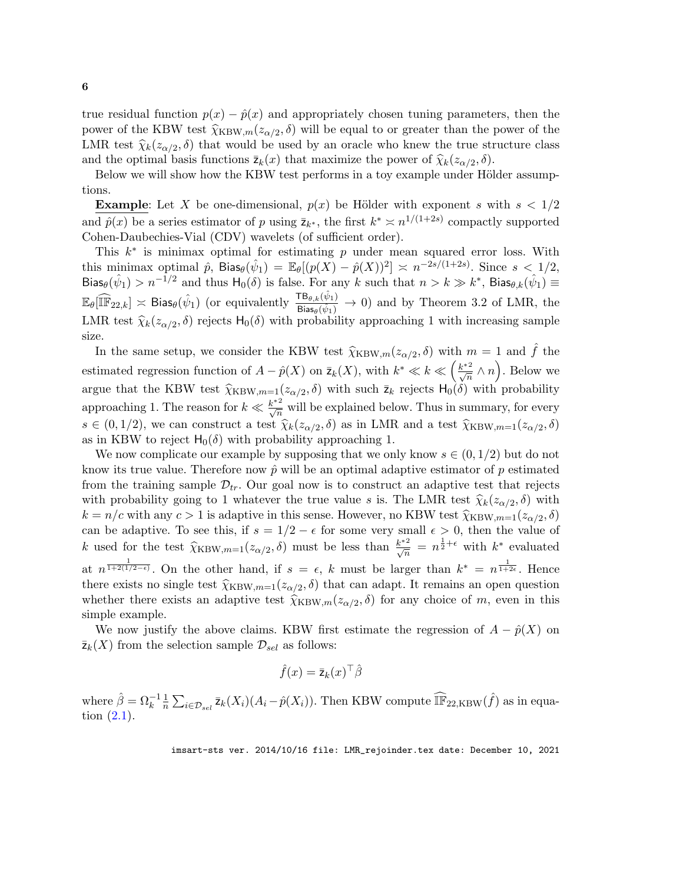true residual function $p(x) - \hat{p}(x)$ and appropriately chosen tuning parameters, then the power of the KBW test $\widehat{\chi}_{\text{KBW},m}(z_{\alpha/2}, \delta)$ will be equal to or greater than the power of the LMR test $\widehat{\chi}_k(z_{\alpha/2}, \delta)$ that would be used by an oracle who knew the true structure class and the optimal basis functions $\bar{\mathsf{z}}_k(x)$ that maximize the power of $\widehat{\chi}_k(z_{\alpha/2}, \delta)$.

Below we will show how the KBW test performs in a toy example under Hölder assumptions.

**Example**: Let $X$ be one-dimensional, $p(x)$ be Hölder with exponent $s$ with $s < 1/2$ and $\hat{p}(x)$ be a series estimator of $p$ using $\bar{\mathsf{z}}_{k^*}$, the first $k^* \asymp n^{1/(1+2s)}$ compactly supported Cohen-Daubechies-Vial (CDV) wavelets (of sufficient order).

This $k^*$ is minimax optimal for estimating $p$ under mean squared error loss. With this minimax optimal $\hat{p}$, $\mathsf{Bias}_\theta(\hat{\psi}_1) = \mathbb{E}_\theta[(p(X) - \hat{p}(X))^2] \asymp n^{-2s/(1+2s)}$. Since $s < 1/2$, $\mathsf{Bias}_\theta(\hat{\psi}_1) > n^{-1/2}$ and thus $\mathsf{H}_0(\delta)$ is false. For any $k$ such that $n > k \gg k^*$, $\mathsf{Bias}_{\theta,k}(\hat{\psi}_1) \equiv \mathbb{E}_\theta[\widehat{\mathbb{IF}}_{22,k}] \asymp \mathsf{Bias}_\theta(\hat{\psi}_1)$ (or equivalently $\frac{\mathsf{TB}_{\theta,k}(\hat{\psi}_1)}{\mathsf{Bias}_\theta(\hat{\psi}_1)} \to 0$) and by Theorem 3.2 of LMR, the LMR test $\widehat{\chi}_k(z_{\alpha/2}, \delta)$ rejects $\mathsf{H}_0(\delta)$ with probability approaching 1 with increasing sample size.

In the same setup, we consider the KBW test $\widehat{\chi}_{\text{KBW},m}(z_{\alpha/2}, \delta)$ with $m = 1$ and $\hat{f}$ the estimated regression function of $A - \hat{p}(X)$ on $\bar{\mathsf{z}}_k(X)$, with $k^* \ll k \ll \left(\frac{k^{*2}}{\sqrt{n}} \wedge n\right)$. Below we argue that the KBW test $\widehat{\chi}_{\text{KBW},m=1}(z_{\alpha/2}, \delta)$ with such $\bar{\mathsf{z}}_k$ rejects $\mathsf{H}_0(\delta)$ with probability approaching 1. The reason for $k \ll \frac{k^{*2}}{\sqrt{n}}$ will be explained below. Thus in summary, for every $s \in (0, 1/2)$, we can construct a test $\widehat{\chi}_k(z_{\alpha/2}, \delta)$ as in LMR and a test $\widehat{\chi}_{\text{KBW},m=1}(z_{\alpha/2}, \delta)$ as in KBW to reject $\mathsf{H}_0(\delta)$ with probability approaching 1.

We now complicate our example by supposing that we only know $s \in (0, 1/2)$ but do not know its true value. Therefore now $\hat{p}$ will be an optimal adaptive estimator of $p$ estimated from the training sample $\mathcal{D}_{tr}$. Our goal now is to construct an adaptive test that rejects with probability going to 1 whatever the true value $s$ is. The LMR test $\widehat{\chi}_k(z_{\alpha/2}, \delta)$ with $k = n/c$ with any $c > 1$ is adaptive in this sense. However, no KBW test $\widehat{\chi}_{\text{KBW},m=1}(z_{\alpha/2}, \delta)$ can be adaptive. To see this, if $s = 1/2 - \epsilon$ for some very small $\epsilon > 0$, then the value of $k$ used for the test $\widehat{\chi}_{\text{KBW},m=1}(z_{\alpha/2}, \delta)$ must be less than $\frac{k^{*2}}{\sqrt{n}} = n^{\frac{1}{2}+\epsilon}$ with $k^*$ evaluated at $n^{\frac{1}{1+2(1/2-\epsilon)}}$. On the other hand, if $s = \epsilon$, $k$ must be larger than $k^* = n^{\frac{1}{1+2\epsilon}}$. Hence there exists no single test $\widehat{\chi}_{\text{KBW},m=1}(z_{\alpha/2}, \delta)$ that can adapt. It remains an open question whether there exists an adaptive test $\widehat{\chi}_{\text{KBW},m}(z_{\alpha/2}, \delta)$ for any choice of $m$, even in this simple example.

We now justify the above claims. KBW first estimate the regression of $A - \hat{p}(X)$ on $\bar{\mathsf{z}}_k(X)$ from the selection sample $\mathcal{D}_{sel}$ as follows:

$$\hat{f}(x) = \bar{\mathsf{z}}_k(x)^\top \hat{\beta}$$

where $\hat{\beta} = \Omega_k^{-1} \frac{1}{n} \sum_{i \in \mathcal{D}_{sel}} \bar{\mathsf{z}}_k(X_i)(A_i - \hat{p}(X_i))$. Then KBW compute $\widehat{\mathbb{IF}}_{22,\text{KBW}}(\hat{f})$ as in equation (2.1).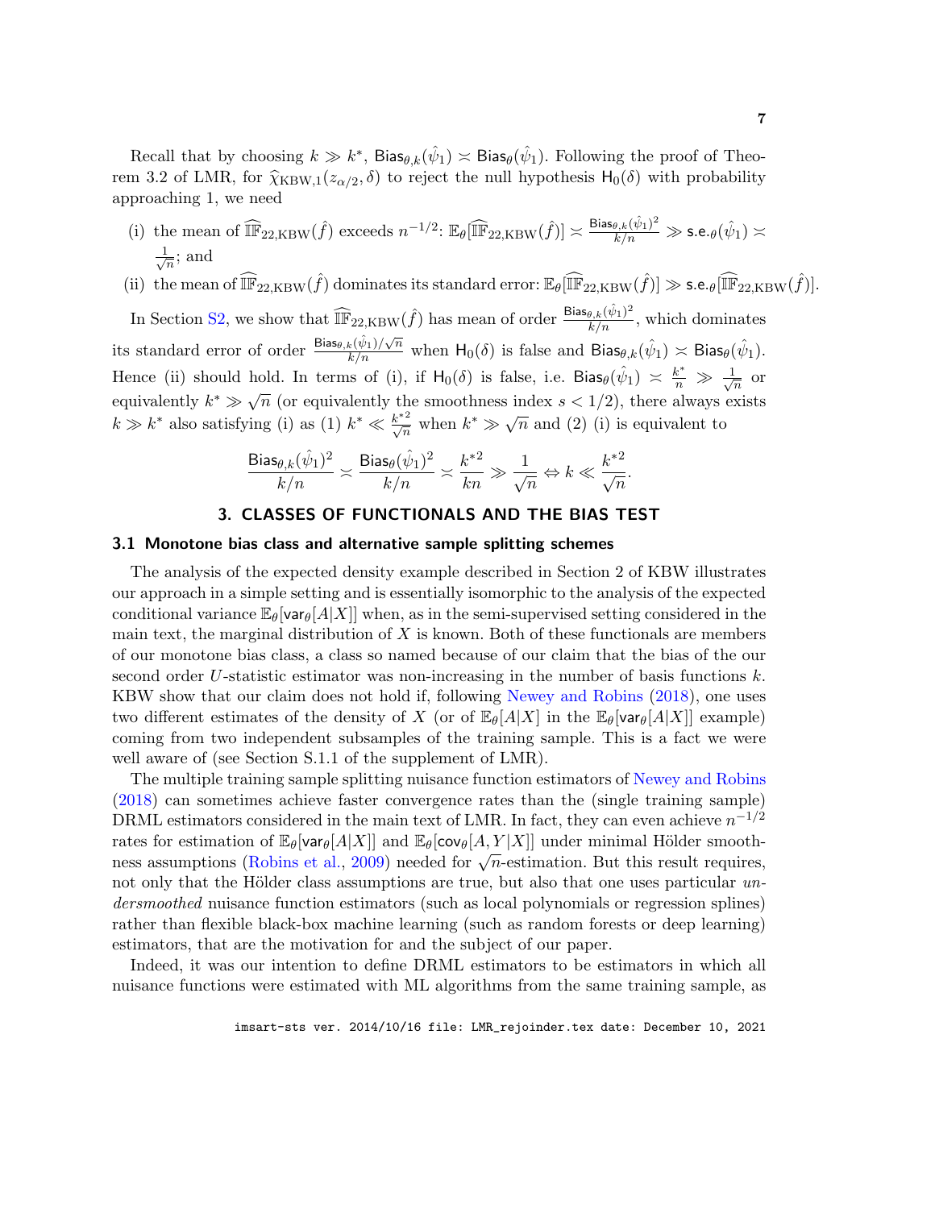Recall that by choosing $k \gg k^*$, $\mathsf{Bias}_{\theta,k}(\hat{\psi}_1) \asymp \mathsf{Bias}_{\theta}(\hat{\psi}_1)$. Following the proof of Theorem 3.2 of LMR, for $\widehat{\chi}_{\mathrm{KBW},1}(z_{\alpha/2}, \delta)$ to reject the null hypothesis $\mathsf{H}_0(\delta)$ with probability approaching 1, we need

(i) the mean of $\widehat{\mathbb{IF}}_{22,\mathrm{KBW}}(\hat{f})$ exceeds $n^{-1/2}$: $\mathbb{E}_{\theta}[\widehat{\mathbb{IF}}_{22,\mathrm{KBW}}(\hat{f})] \asymp \frac{\mathsf{Bias}_{\theta,k}(\hat{\psi}_1)^2}{k/n} \gg \mathsf{s.e.}_{\theta}(\hat{\psi}_1) \asymp \frac{1}{\sqrt{n}}$; and

(ii) the mean of $\widehat{\mathbb{IF}}_{22,\mathrm{KBW}}(\hat{f})$ dominates its standard error: $\mathbb{E}_{\theta}[\widehat{\mathbb{IF}}_{22,\mathrm{KBW}}(\hat{f})] \gg \mathsf{s.e.}_{\theta}[\widehat{\mathbb{IF}}_{22,\mathrm{KBW}}(\hat{f})]$.

In Section S2, we show that $\widehat{\mathbb{IF}}_{22,\mathrm{KBW}}(\hat{f})$ has mean of order $\frac{\mathsf{Bias}_{\theta,k}(\hat{\psi}_1)^2}{k/n}$, which dominates its standard error of order $\frac{\mathsf{Bias}_{\theta,k}(\hat{\psi}_1)/\sqrt{n}}{k/n}$ when $\mathsf{H}_0(\delta)$ is false and $\mathsf{Bias}_{\theta,k}(\hat{\psi}_1) \asymp \mathsf{Bias}_{\theta}(\hat{\psi}_1)$. Hence (ii) should hold. In terms of (i), if $\mathsf{H}_0(\delta)$ is false, i.e. $\mathsf{Bias}_{\theta}(\hat{\psi}_1) \asymp \frac{k^*}{n} \gg \frac{1}{\sqrt{n}}$ or equivalently $k^* \gg \sqrt{n}$ (or equivalently the smoothness index $s < 1/2$), there always exists $k \gg k^*$ also satisfying (i) as (1) $k^* \ll \frac{k^{*2}}{\sqrt{n}}$ when $k^* \gg \sqrt{n}$ and (2) (i) is equivalent to

$$\frac{\mathsf{Bias}_{\theta,k}(\hat{\psi}_1)^2}{k/n} \asymp \frac{\mathsf{Bias}_{\theta}(\hat{\psi}_1)^2}{k/n} \asymp \frac{k^{*2}}{kn} \gg \frac{1}{\sqrt{n}} \Leftrightarrow k \ll \frac{k^{*2}}{\sqrt{n}}.$$

## 3. CLASSES OF FUNCTIONALS AND THE BIAS TEST

### 3.1 Monotone bias class and alternative sample splitting schemes

The analysis of the expected density example described in Section 2 of KBW illustrates our approach in a simple setting and is essentially isomorphic to the analysis of the expected conditional variance $\mathbb{E}_{\theta}[\mathsf{var}_{\theta}[A|X]]$ when, as in the semi-supervised setting considered in the main text, the marginal distribution of $X$ is known. Both of these functionals are members of our monotone bias class, a class so named because of our claim that the bias of the our second order $U$-statistic estimator was non-increasing in the number of basis functions $k$. KBW show that our claim does not hold if, following Newey and Robins (2018), one uses two different estimates of the density of $X$ (or of $\mathbb{E}_{\theta}[A|X]$ in the $\mathbb{E}_{\theta}[\mathsf{var}_{\theta}[A|X]]$ example) coming from two independent subsamples of the training sample. This is a fact we were well aware of (see Section S.1.1 of the supplement of LMR).

The multiple training sample splitting nuisance function estimators of Newey and Robins (2018) can sometimes achieve faster convergence rates than the (single training sample) DRML estimators considered in the main text of LMR. In fact, they can even achieve $n^{-1/2}$ rates for estimation of $\mathbb{E}_{\theta}[\mathsf{var}_{\theta}[A|X]]$ and $\mathbb{E}_{\theta}[\mathsf{cov}_{\theta}[A, Y|X]]$ under minimal Hölder smoothness assumptions (Robins et al., 2009) needed for $\sqrt{n}$-estimation. But this result requires, not only that the Hölder class assumptions are true, but also that one uses particular *undersmoothed* nuisance function estimators (such as local polynomials or regression splines) rather than flexible black-box machine learning (such as random forests or deep learning) estimators, that are the motivation for and the subject of our paper.

Indeed, it was our intention to define DRML estimators to be estimators in which all nuisance functions were estimated with ML algorithms from the same training sample, as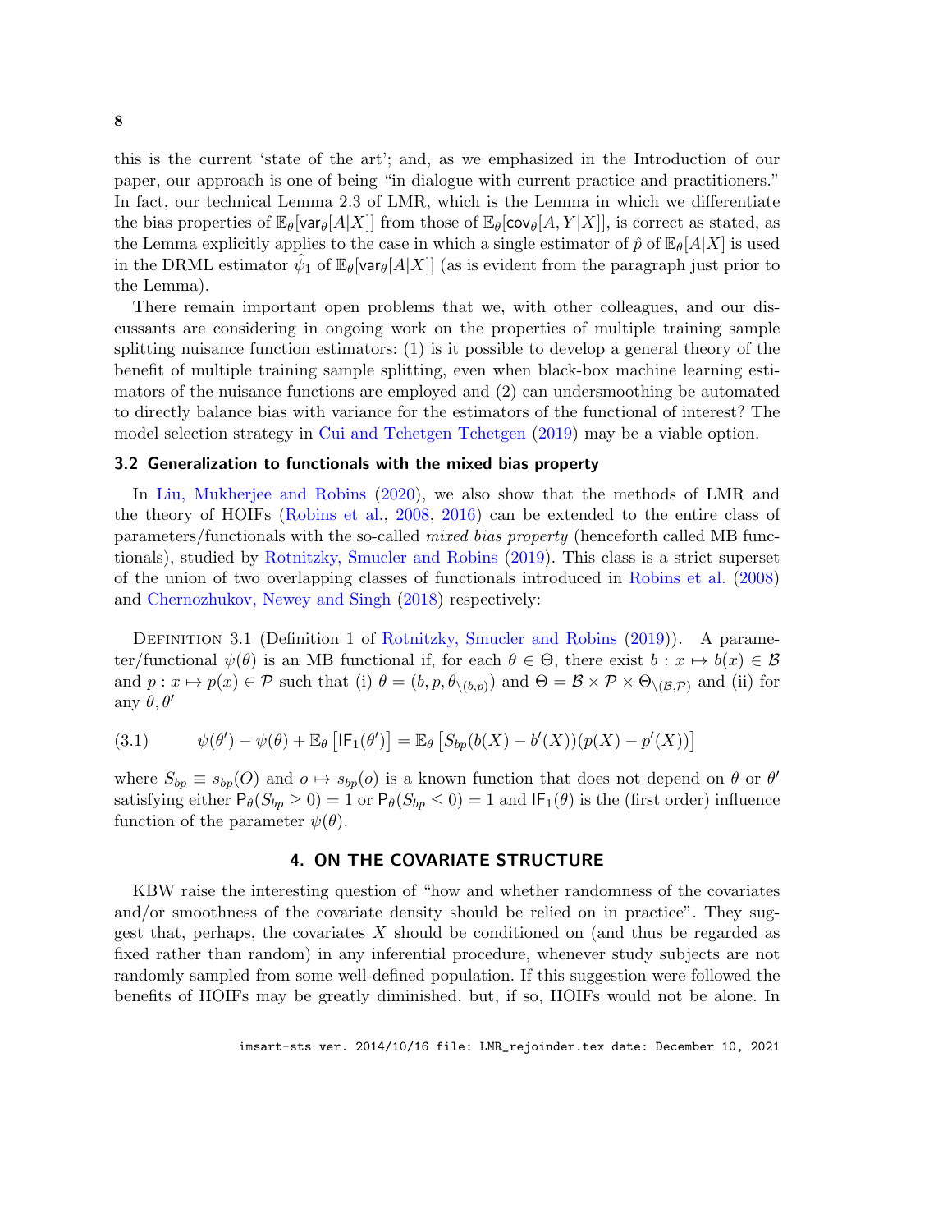this is the current 'state of the art'; and, as we emphasized in the Introduction of our paper, our approach is one of being "in dialogue with current practice and practitioners." In fact, our technical Lemma 2.3 of LMR, which is the Lemma in which we differentiate the bias properties of $\mathbb{E}_\theta[\mathsf{var}_\theta[A|X]]$ from those of $\mathbb{E}_\theta[\mathsf{cov}_\theta[A, Y|X]]$, is correct as stated, as the Lemma explicitly applies to the case in which a single estimator of $\hat{p}$ of $\mathbb{E}_\theta[A|X]$ is used in the DRML estimator $\hat{\psi}_1$ of $\mathbb{E}_\theta[\mathsf{var}_\theta[A|X]]$ (as is evident from the paragraph just prior to the Lemma).

There remain important open problems that we, with other colleagues, and our discussants are considering in ongoing work on the properties of multiple training sample splitting nuisance function estimators: (1) is it possible to develop a general theory of the benefit of multiple training sample splitting, even when black-box machine learning estimators of the nuisance functions are employed and (2) can undersmoothing be automated to directly balance bias with variance for the estimators of the functional of interest? The model selection strategy in Cui and Tchetgen Tchetgen (2019) may be a viable option.

### 3.2 Generalization to functionals with the mixed bias property

In Liu, Mukherjee and Robins (2020), we also show that the methods of LMR and the theory of HOIFs (Robins et al., 2008, 2016) can be extended to the entire class of parameters/functionals with the so-called *mixed bias property* (henceforth called MB functionals), studied by Rotnitzky, Smucler and Robins (2019). This class is a strict superset of the union of two overlapping classes of functionals introduced in Robins et al. (2008) and Chernozhukov, Newey and Singh (2018) respectively:

Definition 3.1 (Definition 1 of Rotnitzky, Smucler and Robins (2019)). A parameter/functional $\psi(\theta)$ is an MB functional if, for each $\theta \in \Theta$, there exist $b : x \mapsto b(x) \in \mathcal{B}$ and $p : x \mapsto p(x) \in \mathcal{P}$ such that (i) $\theta = (b, p, \theta_{\setminus(b,p)})$ and $\Theta = \mathcal{B} \times \mathcal{P} \times \Theta_{\setminus(\mathcal{B},\mathcal{P})}$ and (ii) for any $\theta, \theta'$

$$\psi(\theta') - \psi(\theta) + \mathbb{E}_\theta\left[\mathsf{IF}_1(\theta')\right] = \mathbb{E}_\theta\left[S_{bp}(b(X) - b'(X))(p(X) - p'(X))\right] \tag{3.1}$$

where $S_{bp} \equiv s_{bp}(O)$ and $o \mapsto s_{bp}(o)$ is a known function that does not depend on $\theta$ or $\theta'$ satisfying either $\mathsf{P}_\theta(S_{bp} \geq 0) = 1$ or $\mathsf{P}_\theta(S_{bp} \leq 0) = 1$ and $\mathsf{IF}_1(\theta)$ is the (first order) influence function of the parameter $\psi(\theta)$.

## 4. ON THE COVARIATE STRUCTURE

KBW raise the interesting question of "how and whether randomness of the covariates and/or smoothness of the covariate density should be relied on in practice". They suggest that, perhaps, the covariates $X$ should be conditioned on (and thus be regarded as fixed rather than random) in any inferential procedure, whenever study subjects are not randomly sampled from some well-defined population. If this suggestion were followed the benefits of HOIFs may be greatly diminished, but, if so, HOIFs would not be alone. In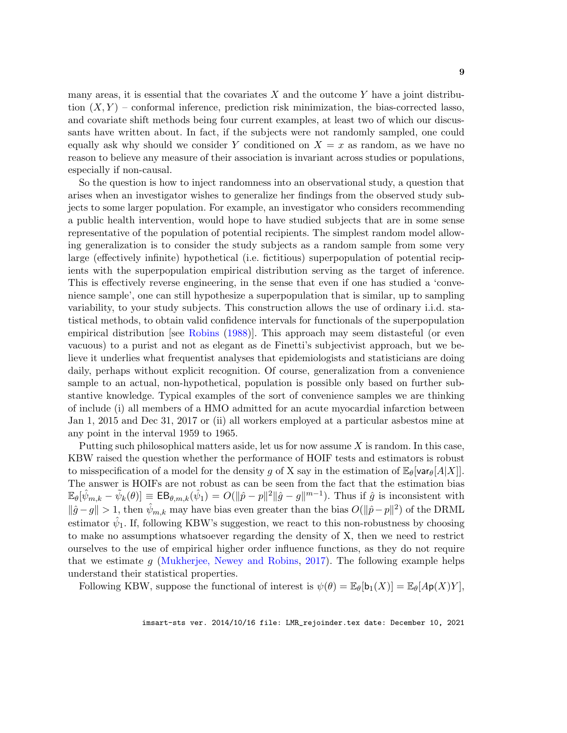many areas, it is essential that the covariates $X$ and the outcome $Y$ have a joint distribution $(X, Y)$ – conformal inference, prediction risk minimization, the bias-corrected lasso, and covariate shift methods being four current examples, at least two of which our discussants have written about. In fact, if the subjects were not randomly sampled, one could equally ask why should we consider $Y$ conditioned on $X = x$ as random, as we have no reason to believe any measure of their association is invariant across studies or populations, especially if non-causal.

So the question is how to inject randomness into an observational study, a question that arises when an investigator wishes to generalize her findings from the observed study subjects to some larger population. For example, an investigator who considers recommending a public health intervention, would hope to have studied subjects that are in some sense representative of the population of potential recipients. The simplest random model allowing generalization is to consider the study subjects as a random sample from some very large (effectively infinite) hypothetical (i.e. fictitious) superpopulation of potential recipients with the superpopulation empirical distribution serving as the target of inference. This is effectively reverse engineering, in the sense that even if one has studied a 'convenience sample', one can still hypothesize a superpopulation that is similar, up to sampling variability, to your study subjects. This construction allows the use of ordinary i.i.d. statistical methods, to obtain valid confidence intervals for functionals of the superpopulation empirical distribution [see Robins (1988)]. This approach may seem distasteful (or even vacuous) to a purist and not as elegant as de Finetti's subjectivist approach, but we believe it underlies what frequentist analyses that epidemiologists and statisticians are doing daily, perhaps without explicit recognition. Of course, generalization from a convenience sample to an actual, non-hypothetical, population is possible only based on further substantive knowledge. Typical examples of the sort of convenience samples we are thinking of include (i) all members of a HMO admitted for an acute myocardial infarction between Jan 1, 2015 and Dec 31, 2017 or (ii) all workers employed at a particular asbestos mine at any point in the interval 1959 to 1965.

Putting such philosophical matters aside, let us for now assume $X$ is random. In this case, KBW raised the question whether the performance of HOIF tests and estimators is robust to misspecification of a model for the density $g$ of X say in the estimation of $\mathbb{E}_\theta[\mathsf{var}_\theta[A|X]]$. The answer is HOIFs are not robust as can be seen from the fact that the estimation bias $\mathbb{E}_\theta[\hat{\psi}_{m,k} - \tilde{\psi}_k(\theta)] \equiv \mathsf{EB}_{\theta,m,k}(\hat{\psi}_1) = O(\|\hat{p} - p\|^2 \|\hat{g} - g\|^{m-1})$. Thus if $\hat{g}$ is inconsistent with $\|\hat{g} - g\| > 1$, then $\hat{\psi}_{m,k}$ may have bias even greater than the bias $O(\|\hat{p} - p\|^2)$ of the DRML estimator $\hat{\psi}_1$. If, following KBW's suggestion, we react to this non-robustness by choosing to make no assumptions whatsoever regarding the density of X, then we need to restrict ourselves to the use of empirical higher order influence functions, as they do not require that we estimate $g$ (Mukherjee, Newey and Robins, 2017). The following example helps understand their statistical properties.

Following KBW, suppose the functional of interest is $\psi(\theta) = \mathbb{E}_\theta[\mathsf{b}_1(X)] = \mathbb{E}_\theta[A\mathsf{p}(X)Y]$,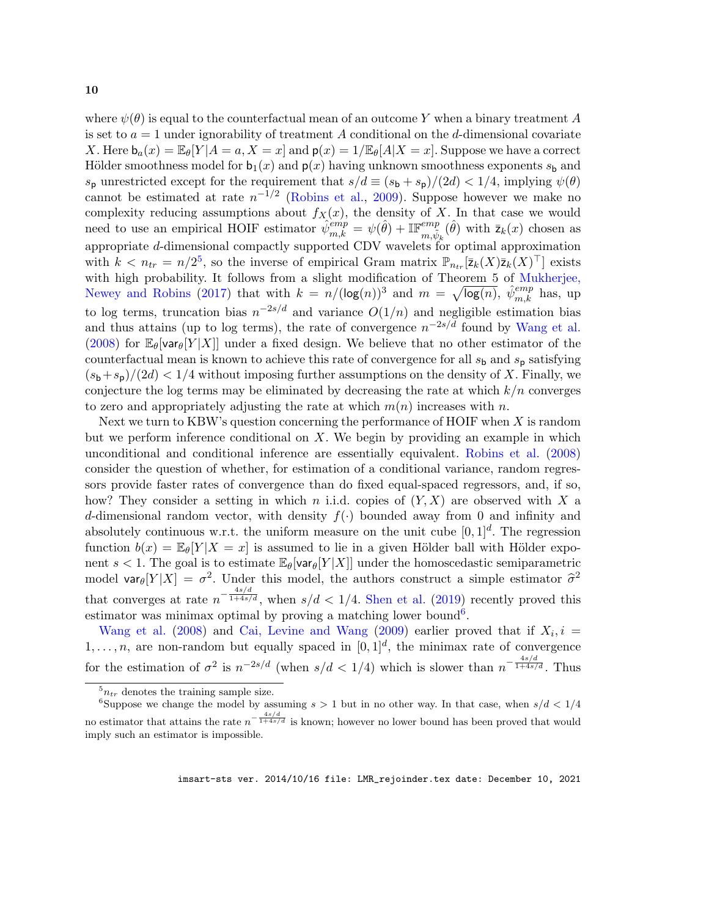where $\psi(\theta)$ is equal to the counterfactual mean of an outcome $Y$ when a binary treatment $A$ is set to $a = 1$ under ignorability of treatment $A$ conditional on the $d$-dimensional covariate $X$. Here $\mathsf{b}_a(x) = \mathbb{E}_\theta[Y|A = a, X = x]$ and $\mathsf{p}(x) = 1/\mathbb{E}_\theta[A|X = x]$. Suppose we have a correct Hölder smoothness model for $\mathsf{b}_1(x)$ and $\mathsf{p}(x)$ having unknown smoothness exponents $s_\mathsf{b}$ and $s_\mathsf{p}$ unrestricted except for the requirement that $s/d \equiv (s_\mathsf{b} + s_\mathsf{p})/(2d) < 1/4$, implying $\psi(\theta)$ cannot be estimated at rate $n^{-1/2}$ (Robins et al., 2009). Suppose however we make no complexity reducing assumptions about $f_X(x)$, the density of $X$. In that case we would need to use an empirical HOIF estimator $\hat{\psi}_{m,k}^{emp} = \psi(\hat{\theta}) + \mathbb{IF}_{m,\psi_k}^{emp}(\hat{\theta})$ with $\bar{\mathsf{z}}_k(x)$ chosen as appropriate $d$-dimensional compactly supported CDV wavelets for optimal approximation with $k < n_{tr} = n/2$[5], so the inverse of empirical Gram matrix $\mathbb{P}_{n_{tr}}[\bar{\mathsf{z}}_k(X)\bar{\mathsf{z}}_k(X)^\top]$ exists with high probability. It follows from a slight modification of Theorem 5 of Mukherjee, Newey and Robins (2017) that with $k = n/(\log(n))^3$ and $m = \sqrt{\log(n)}$, $\hat{\psi}_{m,k}^{emp}$ has, up to log terms, truncation bias $n^{-2s/d}$ and variance $O(1/n)$ and negligible estimation bias and thus attains (up to log terms), the rate of convergence $n^{-2s/d}$ found by Wang et al. (2008) for $\mathbb{E}_\theta[\mathsf{var}_\theta[Y|X]]$ under a fixed design. We believe that no other estimator of the counterfactual mean is known to achieve this rate of convergence for all $s_\mathsf{b}$ and $s_\mathsf{p}$ satisfying $(s_\mathsf{b} + s_\mathsf{p})/(2d) < 1/4$ without imposing further assumptions on the density of $X$. Finally, we conjecture the log terms may be eliminated by decreasing the rate at which $k/n$ converges to zero and appropriately adjusting the rate at which $m(n)$ increases with $n$.

Next we turn to KBW's question concerning the performance of HOIF when $X$ is random but we perform inference conditional on $X$. We begin by providing an example in which unconditional and conditional inference are essentially equivalent. Robins et al. (2008) consider the question of whether, for estimation of a conditional variance, random regressors provide faster rates of convergence than do fixed equal-spaced regressors, and, if so, how? They consider a setting in which $n$ i.i.d. copies of $(Y, X)$ are observed with $X$ a $d$-dimensional random vector, with density $f(\cdot)$ bounded away from 0 and infinity and absolutely continuous w.r.t. the uniform measure on the unit cube $[0, 1]^d$. The regression function $b(x) = \mathbb{E}_\theta[Y|X = x]$ is assumed to lie in a given Hölder ball with Hölder exponent $s < 1$. The goal is to estimate $\mathbb{E}_\theta[\mathsf{var}_\theta[Y|X]]$ under the homoscedastic semiparametric model $\mathsf{var}_\theta[Y|X] = \sigma^2$. Under this model, the authors construct a simple estimator $\hat{\sigma}^2$ that converges at rate $n^{-\frac{4s/d}{1+4s/d}}$, when $s/d < 1/4$. Shen et al. (2019) recently proved this estimator was minimax optimal by proving a matching lower bound[6].

Wang et al. (2008) and Cai, Levine and Wang (2009) earlier proved that if $X_i, i = 1, \ldots, n$, are non-random but equally spaced in $[0, 1]^d$, the minimax rate of convergence for the estimation of $\sigma^2$ is $n^{-2s/d}$ (when $s/d < 1/4$) which is slower than $n^{-\frac{4s/d}{1+4s/d}}$. Thus

[5] $n_{tr}$ denotes the training sample size.

[6] Suppose we change the model by assuming $s > 1$ but in no other way. In that case, when $s/d < 1/4$ no estimator that attains the rate $n^{-\frac{4s/d}{1+4s/d}}$ is known; however no lower bound has been proved that would imply such an estimator is impossible.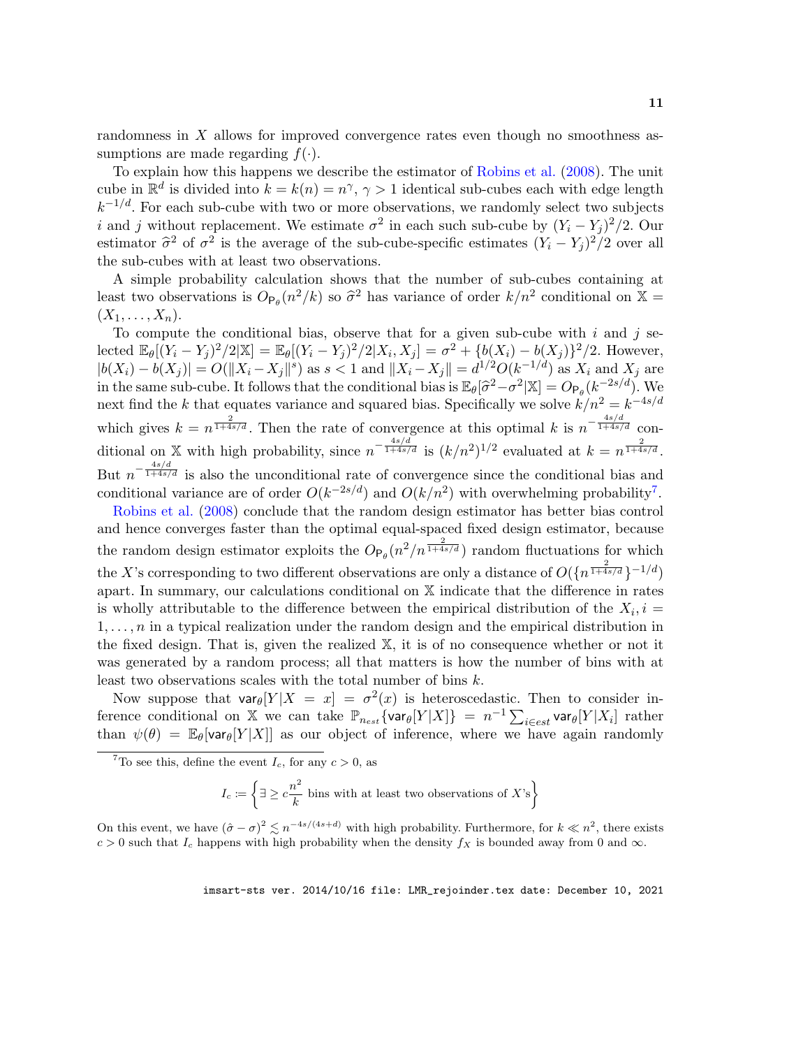randomness in $X$ allows for improved convergence rates even though no smoothness assumptions are made regarding $f(\cdot)$.

To explain how this happens we describe the estimator of Robins et al. (2008). The unit cube in $\mathbb{R}^d$ is divided into $k = k(n) = n^\gamma$, $\gamma > 1$ identical sub-cubes each with edge length $k^{-1/d}$. For each sub-cube with two or more observations, we randomly select two subjects $i$ and $j$ without replacement. We estimate $\sigma^2$ in each such sub-cube by $(Y_i - Y_j)^2/2$. Our estimator $\widehat{\sigma}^2$ of $\sigma^2$ is the average of the sub-cube-specific estimates $(Y_i - Y_j)^2/2$ over all the sub-cubes with at least two observations.

A simple probability calculation shows that the number of sub-cubes containing at least two observations is $O_{\mathsf{P}_\theta}(n^2/k)$ so $\widehat{\sigma}^2$ has variance of order $k/n^2$ conditional on $\mathbb{X} = (X_1, \ldots, X_n)$.

To compute the conditional bias, observe that for a given sub-cube with $i$ and $j$ selected $\mathbb{E}_\theta[(Y_i - Y_j)^2/2|\mathbb{X}] = \mathbb{E}_\theta[(Y_i - Y_j)^2/2|X_i, X_j] = \sigma^2 + \{b(X_i) - b(X_j)\}^2/2$. However, $|b(X_i) - b(X_j)| = O(\|X_i - X_j\|^s)$ as $s < 1$ and $\|X_i - X_j\| = d^{1/2}O(k^{-1/d})$ as $X_i$ and $X_j$ are in the same sub-cube. It follows that the conditional bias is $\mathbb{E}_\theta[\widehat{\sigma}^2 - \sigma^2|\mathbb{X}] = O_{\mathsf{P}_\theta}(k^{-2s/d})$. We next find the $k$ that equates variance and squared bias. Specifically we solve $k/n^2 = k^{-4s/d}$ which gives $k = n^{\frac{2}{1+4s/d}}$. Then the rate of convergence at this optimal $k$ is $n^{-\frac{4s/d}{1+4s/d}}$ conditional on $\mathbb{X}$ with high probability, since $n^{-\frac{4s/d}{1+4s/d}}$ is $(k/n^2)^{1/2}$ evaluated at $k = n^{\frac{2}{1+4s/d}}$. But $n^{-\frac{4s/d}{1+4s/d}}$ is also the unconditional rate of convergence since the conditional bias and conditional variance are of order $O(k^{-2s/d})$ and $O(k/n^2)$ with overwhelming probability[7].

Robins et al. (2008) conclude that the random design estimator has better bias control and hence converges faster than the optimal equal-spaced fixed design estimator, because the random design estimator exploits the $O_{\mathsf{P}_\theta}(n^2/n^{\frac{2}{1+4s/d}})$ random fluctuations for which the $X$'s corresponding to two different observations are only a distance of $O(\{n^{\frac{2}{1+4s/d}}\}^{-1/d})$ apart. In summary, our calculations conditional on $\mathbb{X}$ indicate that the difference in rates is wholly attributable to the difference between the empirical distribution of the $X_i, i = 1, \ldots, n$ in a typical realization under the random design and the empirical distribution in the fixed design. That is, given the realized $\mathbb{X}$, it is of no consequence whether or not it was generated by a random process; all that matters is how the number of bins with at least two observations scales with the total number of bins $k$.

Now suppose that $\mathsf{var}_\theta[Y|X = x] = \sigma^2(x)$ is heteroscedastic. Then to consider inference conditional on $\mathbb{X}$ we can take $\mathbb{P}_{n_{est}}\{\mathsf{var}_\theta[Y|X]\} = n^{-1}\sum_{i \in est} \mathsf{var}_\theta[Y|X_i]$ rather than $\psi(\theta) = \mathbb{E}_\theta[\mathsf{var}_\theta[Y|X]]$ as our object of inference, where we have again randomly

[7]To see this, define the event $I_c$, for any $c > 0$, as

$$I_c := \left\{ \exists \geq c\frac{n^2}{k} \text{ bins with at least two observations of } X\text{'s} \right\}$$

On this event, we have $(\hat{\sigma} - \sigma)^2 \lesssim n^{-4s/(4s+d)}$ with high probability. Furthermore, for $k \ll n^2$, there exists $c > 0$ such that $I_c$ happens with high probability when the density $f_X$ is bounded away from 0 and $\infty$.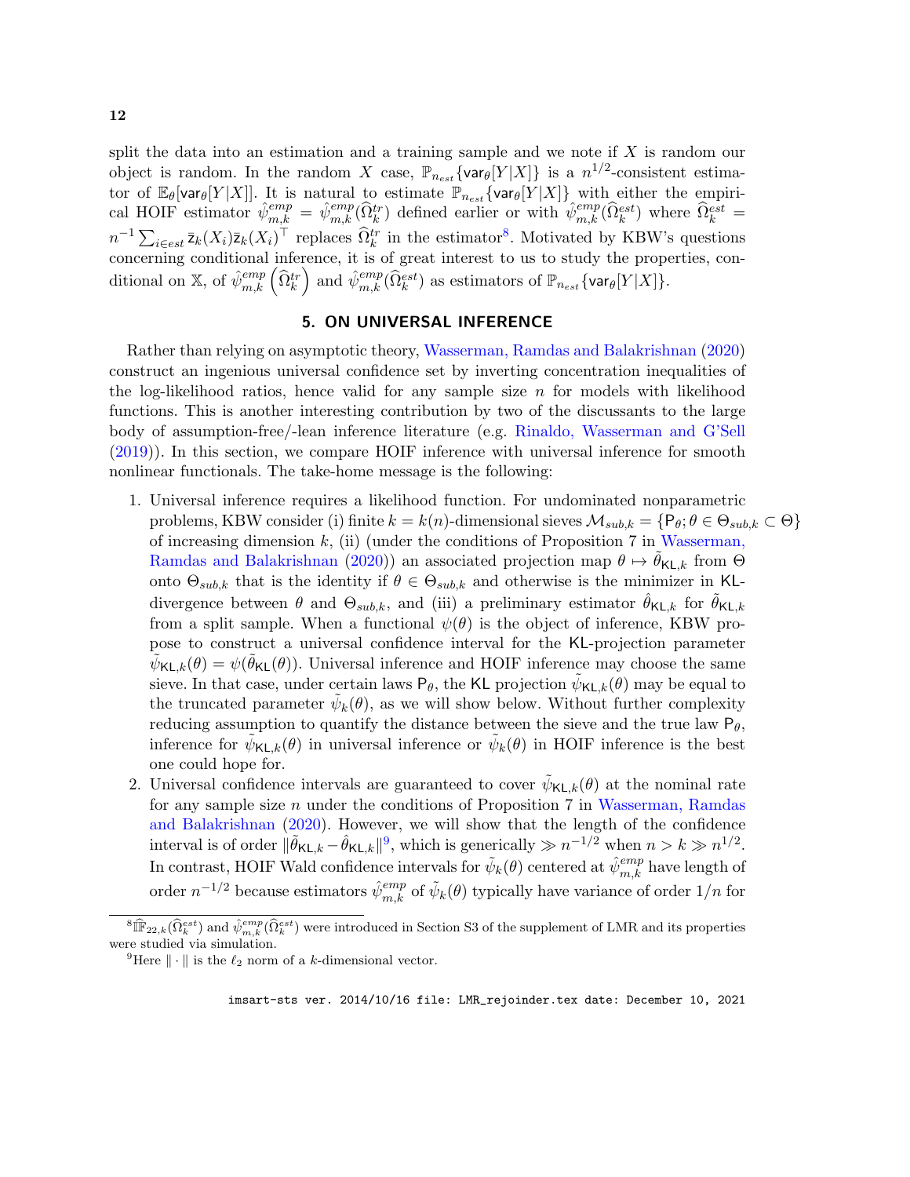split the data into an estimation and a training sample and we note if $X$ is random our object is random. In the random $X$ case, $\mathbb{P}_{n_{est}}\{\mathsf{var}_\theta[Y|X]\}$ is a $n^{1/2}$-consistent estimator of $\mathbb{E}_\theta[\mathsf{var}_\theta[Y|X]]$. It is natural to estimate $\mathbb{P}_{n_{est}}\{\mathsf{var}_\theta[Y|X]\}$ with either the empirical HOIF estimator $\hat{\psi}^{emp}_{m,k} = \hat{\psi}^{emp}_{m,k}(\widehat{\Omega}^{tr}_k)$ defined earlier or with $\hat{\psi}^{emp}_{m,k}(\widehat{\Omega}^{est}_k)$ where $\widehat{\Omega}^{est}_k = n^{-1}\sum_{i\in est}\bar{\mathsf{z}}_k(X_i)\bar{\mathsf{z}}_k(X_i)^\top$ replaces $\widehat{\Omega}^{tr}_k$ in the estimator[8]. Motivated by KBW's questions concerning conditional inference, it is of great interest to us to study the properties, conditional on $\mathbb{X}$, of $\hat{\psi}^{emp}_{m,k}\left(\widehat{\Omega}^{tr}_k\right)$ and $\hat{\psi}^{emp}_{m,k}(\widehat{\Omega}^{est}_k)$ as estimators of $\mathbb{P}_{n_{est}}\{\mathsf{var}_\theta[Y|X]\}$.

## 5. ON UNIVERSAL INFERENCE

Rather than relying on asymptotic theory, Wasserman, Ramdas and Balakrishnan (2020) construct an ingenious universal confidence set by inverting concentration inequalities of the log-likelihood ratios, hence valid for any sample size $n$ for models with likelihood functions. This is another interesting contribution by two of the discussants to the large body of assumption-free/-lean inference literature (e.g. Rinaldo, Wasserman and G'Sell (2019)). In this section, we compare HOIF inference with universal inference for smooth nonlinear functionals. The take-home message is the following:

1. Universal inference requires a likelihood function. For undominated nonparametric problems, KBW consider (i) finite $k = k(n)$-dimensional sieves $\mathcal{M}_{sub,k} = \{\mathsf{P}_\theta; \theta \in \Theta_{sub,k} \subset \Theta\}$ of increasing dimension $k$, (ii) (under the conditions of Proposition 7 in Wasserman, Ramdas and Balakrishnan (2020)) an associated projection map $\theta \mapsto \tilde{\theta}_{\mathsf{KL},k}$ from $\Theta$ onto $\Theta_{sub,k}$ that is the identity if $\theta \in \Theta_{sub,k}$ and otherwise is the minimizer in $\mathsf{KL}$-divergence between $\theta$ and $\Theta_{sub,k}$, and (iii) a preliminary estimator $\hat{\theta}_{\mathsf{KL},k}$ for $\tilde{\theta}_{\mathsf{KL},k}$ from a split sample. When a functional $\psi(\theta)$ is the object of inference, KBW propose to construct a universal confidence interval for the $\mathsf{KL}$-projection parameter $\tilde{\psi}_{\mathsf{KL},k}(\theta) = \psi(\tilde{\theta}_{\mathsf{KL}}(\theta))$. Universal inference and HOIF inference may choose the same sieve. In that case, under certain laws $\mathsf{P}_\theta$, the $\mathsf{KL}$ projection $\tilde{\psi}_{\mathsf{KL},k}(\theta)$ may be equal to the truncated parameter $\tilde{\psi}_k(\theta)$, as we will show below. Without further complexity reducing assumption to quantify the distance between the sieve and the true law $\mathsf{P}_\theta$, inference for $\tilde{\psi}_{\mathsf{KL},k}(\theta)$ in universal inference or $\tilde{\psi}_k(\theta)$ in HOIF inference is the best one could hope for.
2. Universal confidence intervals are guaranteed to cover $\tilde{\psi}_{\mathsf{KL},k}(\theta)$ at the nominal rate for any sample size $n$ under the conditions of Proposition 7 in Wasserman, Ramdas and Balakrishnan (2020). However, we will show that the length of the confidence interval is of order $\|\tilde{\theta}_{\mathsf{KL},k} - \hat{\theta}_{\mathsf{KL},k}\|$[9], which is generically $\gg n^{-1/2}$ when $n > k \gg n^{1/2}$. In contrast, HOIF Wald confidence intervals for $\tilde{\psi}_k(\theta)$ centered at $\hat{\psi}^{emp}_{m,k}$ have length of order $n^{-1/2}$ because estimators $\hat{\psi}^{emp}_{m,k}$ of $\tilde{\psi}_k(\theta)$ typically have variance of order $1/n$ for

[8] $\widehat{\mathbb{IF}}_{22,k}(\widehat{\Omega}^{est}_k)$ and $\hat{\psi}^{emp}_{m,k}(\widehat{\Omega}^{est}_k)$ were introduced in Section S3 of the supplement of LMR and its properties were studied via simulation.

[9] Here $\|\cdot\|$ is the $\ell_2$ norm of a $k$-dimensional vector.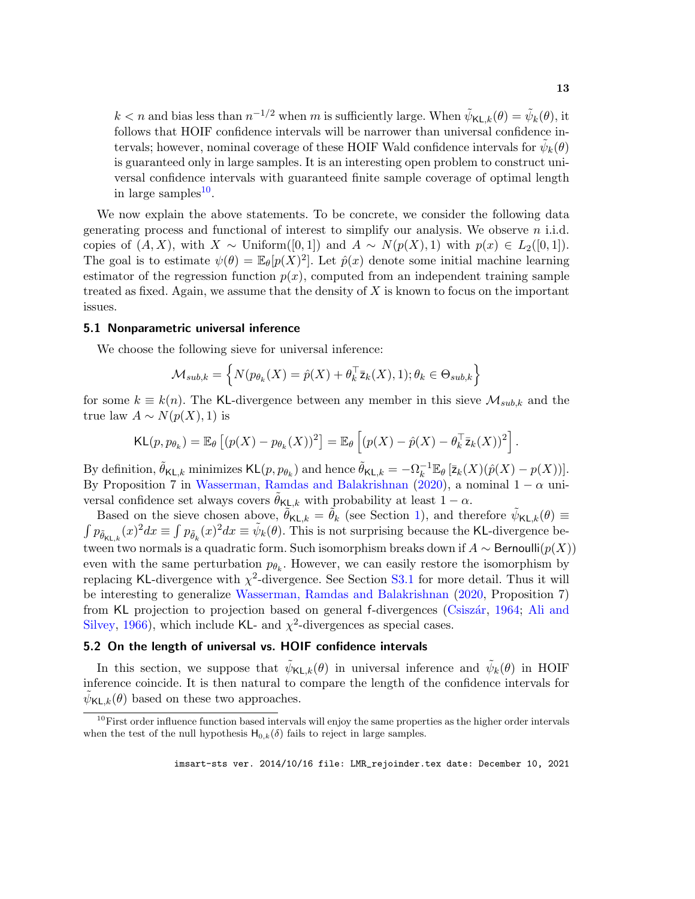$k < n$ and bias less than $n^{-1/2}$ when $m$ is sufficiently large. When $\tilde{\psi}_{\mathsf{KL},k}(\theta) = \tilde{\psi}_k(\theta)$, it follows that HOIF confidence intervals will be narrower than universal confidence intervals; however, nominal coverage of these HOIF Wald confidence intervals for $\tilde{\psi}_k(\theta)$ is guaranteed only in large samples. It is an interesting open problem to construct universal confidence intervals with guaranteed finite sample coverage of optimal length in large samples[10].

We now explain the above statements. To be concrete, we consider the following data generating process and functional of interest to simplify our analysis. We observe $n$ i.i.d. copies of $(A, X)$, with $X \sim \text{Uniform}([0, 1])$ and $A \sim N(p(X), 1)$ with $p(x) \in L_2([0, 1])$. The goal is to estimate $\psi(\theta) = \mathbb{E}_\theta[p(X)^2]$. Let $\hat{p}(x)$ denote some initial machine learning estimator of the regression function $p(x)$, computed from an independent training sample treated as fixed. Again, we assume that the density of $X$ is known to focus on the important issues.

### 5.1 Nonparametric universal inference

We choose the following sieve for universal inference:

$$\mathcal{M}_{sub,k} = \left\{ N(p_{\theta_k}(X) = \hat{p}(X) + \theta_k^\top \bar{\mathsf{z}}_k(X), 1); \theta_k \in \Theta_{sub,k} \right\}$$

for some $k \equiv k(n)$. The KL-divergence between any member in this sieve $\mathcal{M}_{sub,k}$ and the true law $A \sim N(p(X), 1)$ is

$$\mathsf{KL}(p, p_{\theta_k}) = \mathbb{E}_\theta \left[ (p(X) - p_{\theta_k}(X))^2 \right] = \mathbb{E}_\theta \left[ \left( p(X) - \hat{p}(X) - \theta_k^\top \bar{\mathsf{z}}_k(X) \right)^2 \right].$$

By definition, $\tilde{\theta}_{\mathsf{KL},k}$ minimizes $\mathsf{KL}(p, p_{\theta_k})$ and hence $\tilde{\theta}_{\mathsf{KL},k} = -\Omega_k^{-1} \mathbb{E}_\theta \left[ \bar{\mathsf{z}}_k(X)(\hat{p}(X) - p(X)) \right]$. By Proposition 7 in Wasserman, Ramdas and Balakrishnan (2020), a nominal $1 - \alpha$ universal confidence set always covers $\tilde{\theta}_{\mathsf{KL},k}$ with probability at least $1 - \alpha$.

Based on the sieve chosen above, $\tilde{\theta}_{\mathsf{KL},k} = \tilde{\theta}_k$ (see Section 1), and therefore $\tilde{\psi}_{\mathsf{KL},k}(\theta) \equiv \int p_{\tilde{\theta}_{\mathsf{KL},k}}(x)^2 dx \equiv \int p_{\tilde{\theta}_k}(x)^2 dx \equiv \tilde{\psi}_k(\theta)$. This is not surprising because the KL-divergence between two normals is a quadratic form. Such isomorphism breaks down if $A \sim \mathsf{Bernoulli}(p(X))$ even with the same perturbation $p_{\theta_k}$. However, we can easily restore the isomorphism by replacing KL-divergence with $\chi^2$-divergence. See Section S3.1 for more detail. Thus it will be interesting to generalize Wasserman, Ramdas and Balakrishnan (2020, Proposition 7) from KL projection to projection based on general f-divergences (Csiszár, 1964; Ali and Silvey, 1966), which include KL- and $\chi^2$-divergences as special cases.

### 5.2 On the length of universal vs. HOIF confidence intervals

In this section, we suppose that $\tilde{\psi}_{\mathsf{KL},k}(\theta)$ in universal inference and $\tilde{\psi}_k(\theta)$ in HOIF inference coincide. It is then natural to compare the length of the confidence intervals for $\tilde{\psi}_{\mathsf{KL},k}(\theta)$ based on these two approaches.

[10] First order influence function based intervals will enjoy the same properties as the higher order intervals when the test of the null hypothesis $\mathsf{H}_{0,k}(\delta)$ fails to reject in large samples.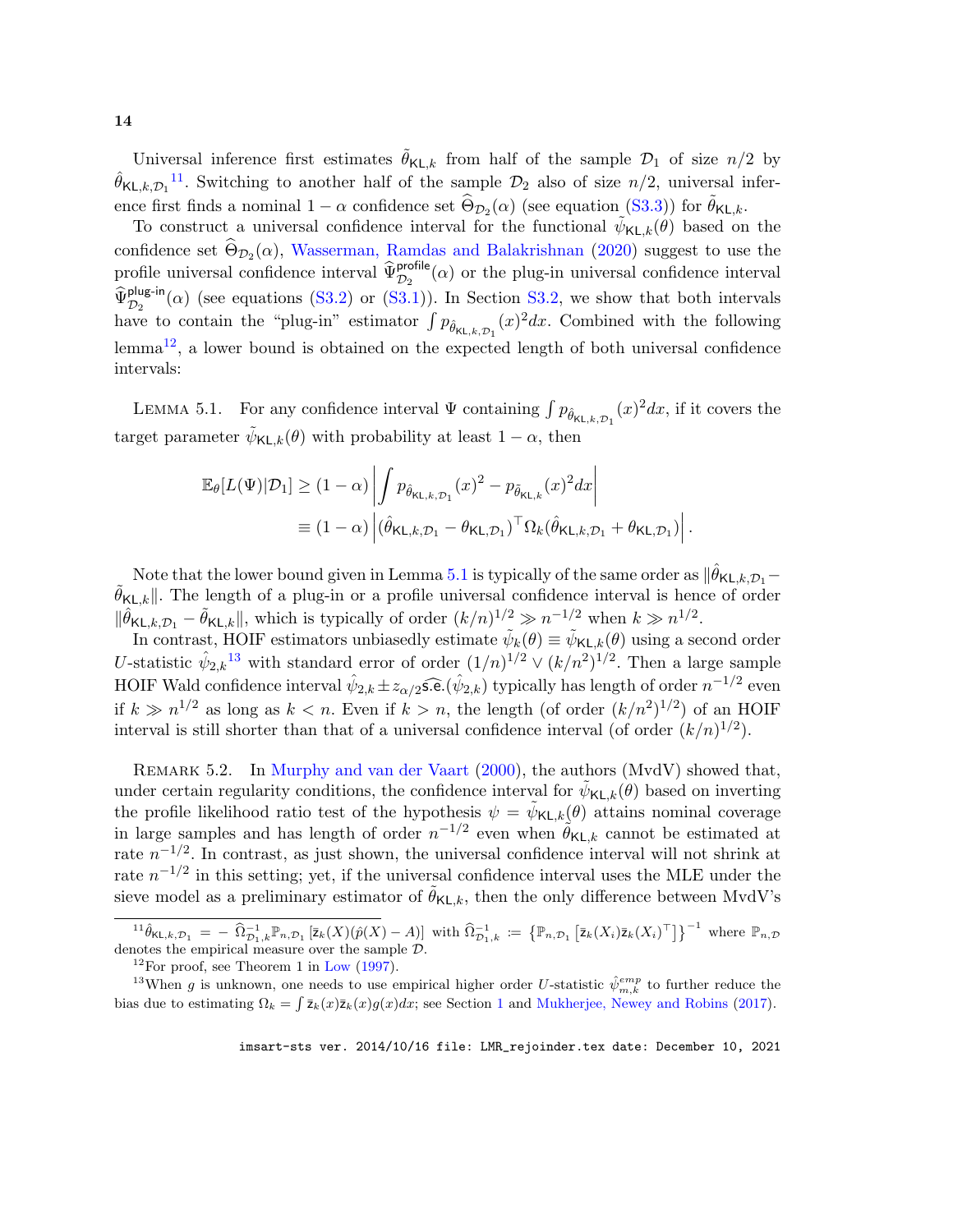Universal inference first estimates $\tilde{\theta}_{\mathsf{KL},k}$ from half of the sample $\mathcal{D}_1$ of size $n/2$ by $\hat{\theta}_{\mathsf{KL},k,\mathcal{D}_1}$[11]. Switching to another half of the sample $\mathcal{D}_2$ also of size $n/2$, universal inference first finds a nominal $1-\alpha$ confidence set $\widehat{\Theta}_{\mathcal{D}_2}(\alpha)$ (see equation (S3.3)) for $\tilde{\theta}_{\mathsf{KL},k}$.

To construct a universal confidence interval for the functional $\tilde{\psi}_{\mathsf{KL},k}(\theta)$ based on the confidence set $\widehat{\Theta}_{\mathcal{D}_2}(\alpha)$, Wasserman, Ramdas and Balakrishnan (2020) suggest to use the profile universal confidence interval $\widehat{\Psi}^{\mathsf{profile}}_{\mathcal{D}_2}(\alpha)$ or the plug-in universal confidence interval $\widehat{\Psi}^{\mathsf{plug\text{-}in}}_{\mathcal{D}_2}(\alpha)$ (see equations (S3.2) or (S3.1)). In Section S3.2, we show that both intervals have to contain the "plug-in" estimator $\int p_{\hat{\theta}_{\mathsf{KL},k,\mathcal{D}_1}}(x)^2 dx$. Combined with the following lemma[12], a lower bound is obtained on the expected length of both universal confidence intervals:

LEMMA 5.1. For any confidence interval $\Psi$ containing $\int p_{\hat{\theta}_{\mathsf{KL},k,\mathcal{D}_1}}(x)^2 dx$, if it covers the target parameter $\tilde{\psi}_{\mathsf{KL},k}(\theta)$ with probability at least $1-\alpha$, then

$$
\begin{aligned}
\mathbb{E}_\theta[L(\Psi)|\mathcal{D}_1] &\geq (1-\alpha)\left|\int p_{\hat{\theta}_{\mathsf{KL},k,\mathcal{D}_1}}(x)^2 - p_{\tilde{\theta}_{\mathsf{KL},k}}(x)^2 dx\right| \\
&\equiv (1-\alpha)\left|(\hat{\theta}_{\mathsf{KL},k,\mathcal{D}_1} - \theta_{\mathsf{KL},\mathcal{D}_1})^\top \Omega_k (\hat{\theta}_{\mathsf{KL},k,\mathcal{D}_1} + \theta_{\mathsf{KL},\mathcal{D}_1})\right|.
\end{aligned}
$$

Note that the lower bound given in Lemma 5.1 is typically of the same order as $\|\hat{\theta}_{\mathsf{KL},k,\mathcal{D}_1} - \tilde{\theta}_{\mathsf{KL},k}\|$. The length of a plug-in or a profile universal confidence interval is hence of order $\|\hat{\theta}_{\mathsf{KL},k,\mathcal{D}_1} - \tilde{\theta}_{\mathsf{KL},k}\|$, which is typically of order $(k/n)^{1/2} \gg n^{-1/2}$ when $k \gg n^{1/2}$.

In contrast, HOIF estimators unbiasedly estimate $\tilde{\psi}_k(\theta) \equiv \tilde{\psi}_{\mathsf{KL},k}(\theta)$ using a second order $U$-statistic $\hat{\psi}_{2,k}$[13] with standard error of order $(1/n)^{1/2} \vee (k/n^2)^{1/2}$. Then a large sample HOIF Wald confidence interval $\hat{\psi}_{2,k} \pm z_{\alpha/2}\widehat{\mathsf{s.e.}}(\hat{\psi}_{2,k})$ typically has length of order $n^{-1/2}$ even if $k \gg n^{1/2}$ as long as $k < n$. Even if $k > n$, the length (of order $(k/n^2)^{1/2}$) of an HOIF interval is still shorter than that of a universal confidence interval (of order $(k/n)^{1/2}$).

REMARK 5.2. In Murphy and van der Vaart (2000), the authors (MvdV) showed that, under certain regularity conditions, the confidence interval for $\tilde{\psi}_{\mathsf{KL},k}(\theta)$ based on inverting the profile likelihood ratio test of the hypothesis $\psi = \tilde{\psi}_{\mathsf{KL},k}(\theta)$ attains nominal coverage in large samples and has length of order $n^{-1/2}$ even when $\tilde{\theta}_{\mathsf{KL},k}$ cannot be estimated at rate $n^{-1/2}$. In contrast, as just shown, the universal confidence interval will not shrink at rate $n^{-1/2}$ in this setting; yet, if the universal confidence interval uses the MLE under the sieve model as a preliminary estimator of $\tilde{\theta}_{\mathsf{KL},k}$, then the only difference between MvdV's

---

[11] $\hat{\theta}_{\mathsf{KL},k,\mathcal{D}_1} = -\widehat{\Omega}^{-1}_{\mathcal{D}_1,k}\mathbb{P}_{n,\mathcal{D}_1}[\bar{\mathsf{z}}_k(X)(\hat{p}(X)-A)]$ with $\widehat{\Omega}^{-1}_{\mathcal{D}_1,k} := \left\{\mathbb{P}_{n,\mathcal{D}_1}\left[\bar{\mathsf{z}}_k(X_i)\bar{\mathsf{z}}_k(X_i)^\top\right]\right\}^{-1}$ where $\mathbb{P}_{n,\mathcal{D}}$ denotes the empirical measure over the sample $\mathcal{D}$.

[12] For proof, see Theorem 1 in Low (1997).

[13] When $g$ is unknown, one needs to use empirical higher order $U$-statistic $\hat{\psi}^{emp}_{m,k}$ to further reduce the bias due to estimating $\Omega_k = \int \bar{\mathsf{z}}_k(x)\bar{\mathsf{z}}_k(x)g(x)dx$; see Section 1 and Mukherjee, Newey and Robins (2017).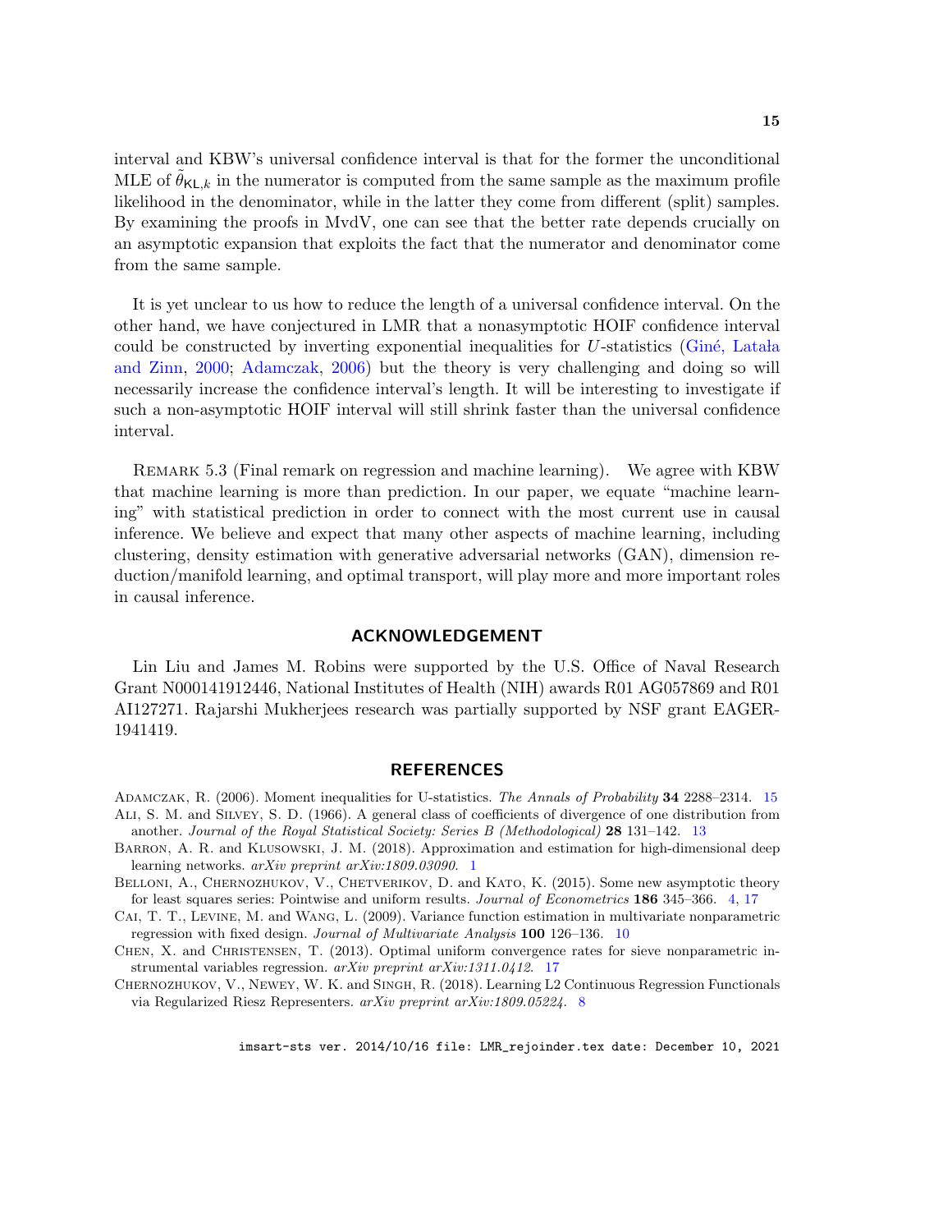interval and KBW's universal confidence interval is that for the former the unconditional MLE of $\tilde{\theta}_{\mathsf{KL},k}$ in the numerator is computed from the same sample as the maximum profile likelihood in the denominator, while in the latter they come from different (split) samples. By examining the proofs in MvdV, one can see that the better rate depends crucially on an asymptotic expansion that exploits the fact that the numerator and denominator come from the same sample.

It is yet unclear to us how to reduce the length of a universal confidence interval. On the other hand, we have conjectured in LMR that a nonasymptotic HOIF confidence interval could be constructed by inverting exponential inequalities for $U$-statistics (Giné, Latała and Zinn, 2000; Adamczak, 2006) but the theory is very challenging and doing so will necessarily increase the confidence interval's length. It will be interesting to investigate if such a non-asymptotic HOIF interval will still shrink faster than the universal confidence interval.

Remark 5.3 (Final remark on regression and machine learning). We agree with KBW that machine learning is more than prediction. In our paper, we equate "machine learning" with statistical prediction in order to connect with the most current use in causal inference. We believe and expect that many other aspects of machine learning, including clustering, density estimation with generative adversarial networks (GAN), dimension reduction/manifold learning, and optimal transport, will play more and more important roles in causal inference.

## ACKNOWLEDGEMENT

Lin Liu and James M. Robins were supported by the U.S. Office of Naval Research Grant N000141912446, National Institutes of Health (NIH) awards R01 AG057869 and R01 AI127271. Rajarshi Mukherjees research was partially supported by NSF grant EAGER-1941419.

## REFERENCES

Adamczak, R. (2006). Moment inequalities for U-statistics. *The Annals of Probability* **34** 2288–2314. 15

Ali, S. M. and Silvey, S. D. (1966). A general class of coefficients of divergence of one distribution from another. *Journal of the Royal Statistical Society: Series B (Methodological)* **28** 131–142. 13

Barron, A. R. and Klusowski, J. M. (2018). Approximation and estimation for high-dimensional deep learning networks. *arXiv preprint arXiv:1809.03090*. 1

Belloni, A., Chernozhukov, V., Chetverikov, D. and Kato, K. (2015). Some new asymptotic theory for least squares series: Pointwise and uniform results. *Journal of Econometrics* **186** 345–366. 4, 17

Cai, T. T., Levine, M. and Wang, L. (2009). Variance function estimation in multivariate nonparametric regression with fixed design. *Journal of Multivariate Analysis* **100** 126–136. 10

Chen, X. and Christensen, T. (2013). Optimal uniform convergence rates for sieve nonparametric instrumental variables regression. *arXiv preprint arXiv:1311.0412*. 17

Chernozhukov, V., Newey, W. K. and Singh, R. (2018). Learning L2 Continuous Regression Functionals via Regularized Riesz Representers. *arXiv preprint arXiv:1809.05224*. 8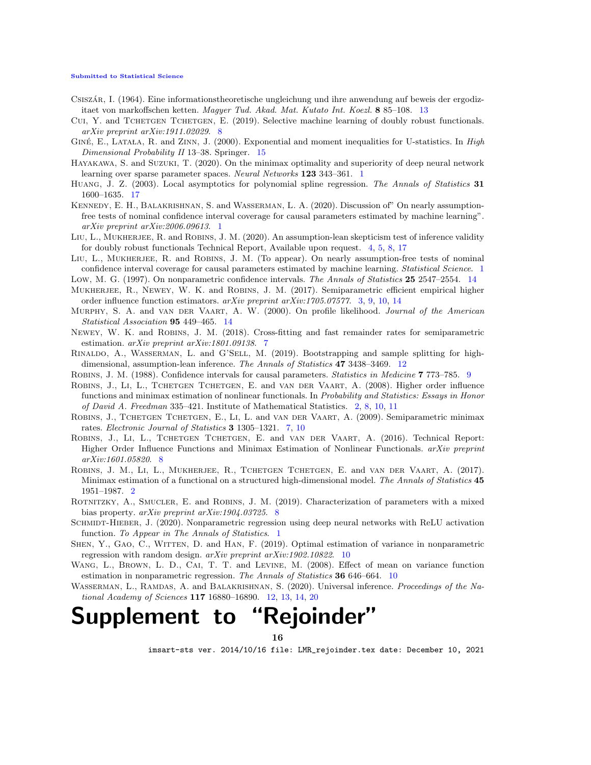Csiszár, I. (1964). Eine informationstheoretische ungleichung und ihre anwendung auf beweis der ergodizitaet von markoffschen ketten. *Magyer Tud. Akad. Mat. Kutato Int. Koezl.* **8** 85–108. 13

Cui, Y. and Tchetgen Tchetgen, E. (2019). Selective machine learning of doubly robust functionals. *arXiv preprint arXiv:1911.02029*. 8

Giné, E., Latała, R. and Zinn, J. (2000). Exponential and moment inequalities for U-statistics. In *High Dimensional Probability II* 13–38. Springer. 15

Hayakawa, S. and Suzuki, T. (2020). On the minimax optimality and superiority of deep neural network learning over sparse parameter spaces. *Neural Networks* **123** 343–361. 1

Huang, J. Z. (2003). Local asymptotics for polynomial spline regression. *The Annals of Statistics* **31** 1600–1635. 17

Kennedy, E. H., Balakrishnan, S. and Wasserman, L. A. (2020). Discussion of" On nearly assumption-free tests of nominal confidence interval coverage for causal parameters estimated by machine learning". *arXiv preprint arXiv:2006.09613*. 1

Liu, L., Mukherjee, R. and Robins, J. M. (2020). An assumption-lean skepticism test of inference validity for doubly robust functionals Technical Report, Available upon request. 4, 5, 8, 17

Liu, L., Mukherjee, R. and Robins, J. M. (To appear). On nearly assumption-free tests of nominal confidence interval coverage for causal parameters estimated by machine learning. *Statistical Science*. 1

Low, M. G. (1997). On nonparametric confidence intervals. *The Annals of Statistics* **25** 2547–2554. 14

Mukherjee, R., Newey, W. K. and Robins, J. M. (2017). Semiparametric efficient empirical higher order influence function estimators. *arXiv preprint arXiv:1705.07577*. 3, 9, 10, 14

Murphy, S. A. and van der Vaart, A. W. (2000). On profile likelihood. *Journal of the American Statistical Association* **95** 449–465. 14

Newey, W. K. and Robins, J. M. (2018). Cross-fitting and fast remainder rates for semiparametric estimation. *arXiv preprint arXiv:1801.09138*. 7

Rinaldo, A., Wasserman, L. and G'Sell, M. (2019). Bootstrapping and sample splitting for high-dimensional, assumption-lean inference. *The Annals of Statistics* **47** 3438–3469. 12

Robins, J. M. (1988). Confidence intervals for causal parameters. *Statistics in Medicine* **7** 773–785. 9

Robins, J., Li, L., Tchetgen Tchetgen, E. and van der Vaart, A. (2008). Higher order influence functions and minimax estimation of nonlinear functionals. In *Probability and Statistics: Essays in Honor of David A. Freedman* 335–421. Institute of Mathematical Statistics. 2, 8, 10, 11

Robins, J., Tchetgen Tchetgen, E., Li, L. and van der Vaart, A. (2009). Semiparametric minimax rates. *Electronic Journal of Statistics* **3** 1305–1321. 7, 10

Robins, J., Li, L., Tchetgen Tchetgen, E. and van der Vaart, A. (2016). Technical Report: Higher Order Influence Functions and Minimax Estimation of Nonlinear Functionals. *arXiv preprint arXiv:1601.05820*. 8

Robins, J. M., Li, L., Mukherjee, R., Tchetgen Tchetgen, E. and van der Vaart, A. (2017). Minimax estimation of a functional on a structured high-dimensional model. *The Annals of Statistics* **45** 1951–1987. 2

Rotnitzky, A., Smucler, E. and Robins, J. M. (2019). Characterization of parameters with a mixed bias property. *arXiv preprint arXiv:1904.03725*. 8

Schmidt-Hieber, J. (2020). Nonparametric regression using deep neural networks with ReLU activation function. *To Appear in The Annals of Statistics*. 1

Shen, Y., Gao, C., Witten, D. and Han, F. (2019). Optimal estimation of variance in nonparametric regression with random design. *arXiv preprint arXiv:1902.10822*. 10

Wang, L., Brown, L. D., Cai, T. T. and Levine, M. (2008). Effect of mean on variance function estimation in nonparametric regression. *The Annals of Statistics* **36** 646–664. 10

Wasserman, L., Ramdas, A. and Balakrishnan, S. (2020). Universal inference. *Proceedings of the National Academy of Sciences* **117** 16880–16890. 12, 13, 14, 20

# Supplement to "Rejoinder"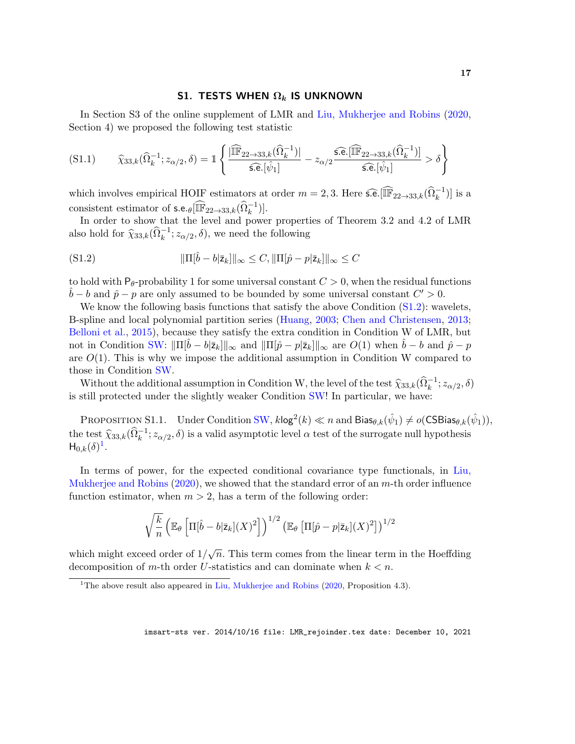## S1. TESTS WHEN $\Omega_k$ IS UNKNOWN

In Section S3 of the online supplement of LMR and Liu, Mukherjee and Robins (2020, Section 4) we proposed the following test statistic

$$
\widehat{\chi}_{33,k}(\widehat{\Omega}_k^{-1}; z_{\alpha/2}, \delta) = \mathbb{1}\left\{ \frac{|\widehat{\mathbb{IF}}_{22\to 33,k}(\widehat{\Omega}_k^{-1})|}{\widehat{\mathsf{s.e.}}[\hat{\psi}_1]} - z_{\alpha/2}\frac{\widehat{\mathsf{s.e.}}[\widehat{\mathbb{IF}}_{22\to 33,k}(\widehat{\Omega}_k^{-1})]}{\widehat{\mathsf{s.e.}}[\hat{\psi}_1]} > \delta \right\} \tag{S1.1}
$$

which involves empirical HOIF estimators at order $m = 2, 3$. Here $\widehat{\mathsf{s.e.}}[\widehat{\mathbb{IF}}_{22\to 33,k}(\widehat{\Omega}_k^{-1})]$ is a consistent estimator of $\mathsf{s.e.}_\theta[\widehat{\mathbb{IF}}_{22\to 33,k}(\widehat{\Omega}_k^{-1})]$.

In order to show that the level and power properties of Theorem 3.2 and 4.2 of LMR also hold for $\widehat{\chi}_{33,k}(\widehat{\Omega}_k^{-1}; z_{\alpha/2}, \delta)$, we need the following

$$
\|\Pi[\hat{b} - b|\bar{\mathsf{z}}_k]\|_\infty \leq C, \|\Pi[\hat{p} - p|\bar{\mathsf{z}}_k]\|_\infty \leq C \tag{S1.2}
$$

to hold with $\mathsf{P}_\theta$-probability 1 for some universal constant $C > 0$, when the residual functions $\hat{b} - b$ and $\hat{p} - p$ are only assumed to be bounded by some universal constant $C' > 0$.

We know the following basis functions that satisfy the above Condition (S1.2): wavelets, B-spline and local polynomial partition series (Huang, 2003; Chen and Christensen, 2013; Belloni et al., 2015), because they satisfy the extra condition in Condition W of LMR, but not in Condition SW: $\|\Pi[\hat{b} - b|\bar{\mathsf{z}}_k]\|_\infty$ and $\|\Pi[\hat{p} - p|\bar{\mathsf{z}}_k]\|_\infty$ are $O(1)$ when $\hat{b} - b$ and $\hat{p} - p$ are $O(1)$. This is why we impose the additional assumption in Condition W compared to those in Condition SW.

Without the additional assumption in Condition W, the level of the test $\widehat{\chi}_{33,k}(\widehat{\Omega}_k^{-1}; z_{\alpha/2}, \delta)$ is still protected under the slightly weaker Condition SW! In particular, we have:

PROPOSITION S1.1. Under Condition SW, $k\log^2(k) \ll n$ and $\mathsf{Bias}_{\theta,k}(\hat{\psi}_1) \neq o(\mathsf{CSBias}_{\theta,k}(\hat{\psi}_1))$, the test $\widehat{\chi}_{33,k}(\widehat{\Omega}_k^{-1}; z_{\alpha/2}, \delta)$ is a valid asymptotic level $\alpha$ test of the surrogate null hypothesis $\mathsf{H}_{0,k}(\delta)$[1].

In terms of power, for the expected conditional covariance type functionals, in Liu, Mukherjee and Robins (2020), we showed that the standard error of an $m$-th order influence function estimator, when $m > 2$, has a term of the following order:

$$
\sqrt{\frac{k}{n}} \left( \mathbb{E}_\theta \left[ \Pi[\hat{b} - b|\bar{\mathsf{z}}_k](X)^2 \right] \right)^{1/2} \left( \mathbb{E}_\theta \left[ \Pi[\hat{p} - p|\bar{\mathsf{z}}_k](X)^2 \right] \right)^{1/2}
$$

which might exceed order of $1/\sqrt{n}$. This term comes from the linear term in the Hoeffding decomposition of $m$-th order $U$-statistics and can dominate when $k < n$.

[1] The above result also appeared in Liu, Mukherjee and Robins (2020, Proposition 4.3).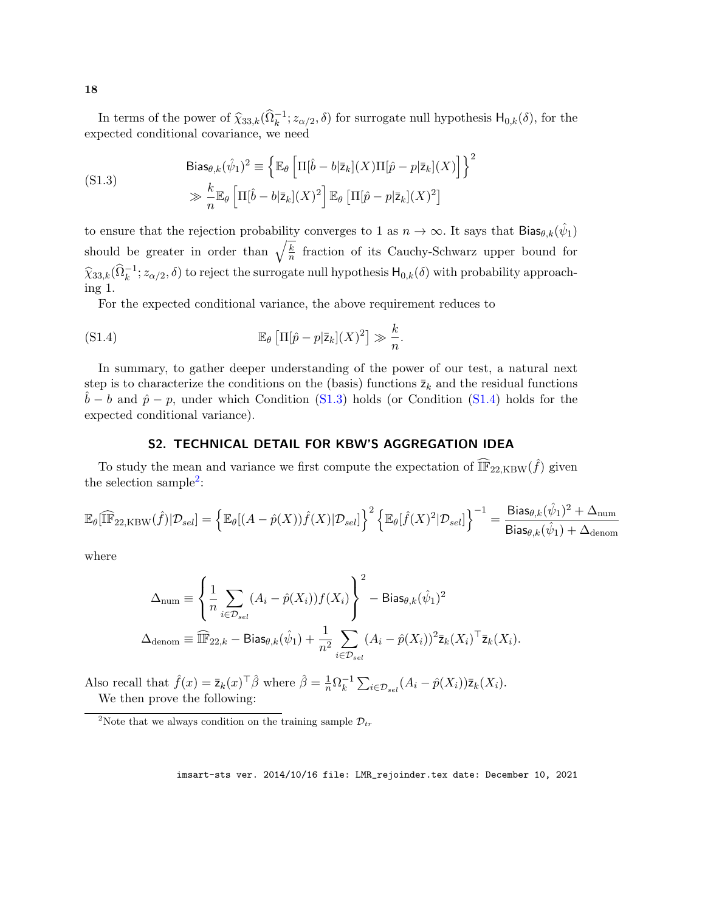In terms of the power of $\widehat{\chi}_{33,k}(\widehat{\Omega}_k^{-1}; z_{\alpha/2}, \delta)$ for surrogate null hypothesis $\mathsf{H}_{0,k}(\delta)$, for the expected conditional covariance, we need

$$
\text{(S1.3)} \qquad \begin{aligned} \mathsf{Bias}_{\theta,k}(\hat{\psi}_1)^2 &\equiv \left\{ \mathbb{E}_\theta \left[ \Pi[\hat{b} - b|\bar{\mathsf{z}}_k](X) \Pi[\hat{p} - p|\bar{\mathsf{z}}_k](X) \right] \right\}^2 \\ &\gg \frac{k}{n} \mathbb{E}_\theta \left[ \Pi[\hat{b} - b|\bar{\mathsf{z}}_k](X)^2 \right] \mathbb{E}_\theta \left[ \Pi[\hat{p} - p|\bar{\mathsf{z}}_k](X)^2 \right] \end{aligned}
$$

to ensure that the rejection probability converges to 1 as $n \to \infty$. It says that $\mathsf{Bias}_{\theta,k}(\hat{\psi}_1)$ should be greater in order than $\sqrt{\frac{k}{n}}$ fraction of its Cauchy-Schwarz upper bound for $\widehat{\chi}_{33,k}(\widehat{\Omega}_k^{-1}; z_{\alpha/2}, \delta)$ to reject the surrogate null hypothesis $\mathsf{H}_{0,k}(\delta)$ with probability approaching 1.

For the expected conditional variance, the above requirement reduces to

$$
\text{(S1.4)} \qquad \mathbb{E}_\theta \left[ \Pi[\hat{p} - p|\bar{\mathsf{z}}_k](X)^2 \right] \gg \frac{k}{n}.
$$

In summary, to gather deeper understanding of the power of our test, a natural next step is to characterize the conditions on the (basis) functions $\bar{\mathsf{z}}_k$ and the residual functions $\hat{b} - b$ and $\hat{p} - p$, under which Condition (S1.3) holds (or Condition (S1.4) holds for the expected conditional variance).

## S2. TECHNICAL DETAIL FOR KBW'S AGGREGATION IDEA

To study the mean and variance we first compute the expectation of $\widehat{\mathbb{IF}}_{22,\mathrm{KBW}}(\hat{f})$ given the selection sample[2]:

$$
\mathbb{E}_\theta[\widehat{\mathbb{IF}}_{22,\mathrm{KBW}}(\hat{f})|\mathcal{D}_{sel}] = \left\{ \mathbb{E}_\theta[(A - \hat{p}(X))\hat{f}(X)|\mathcal{D}_{sel}] \right\}^2 \left\{ \mathbb{E}_\theta[\hat{f}(X)^2|\mathcal{D}_{sel}] \right\}^{-1} = \frac{\mathsf{Bias}_{\theta,k}(\hat{\psi}_1)^2 + \Delta_{\mathrm{num}}}{\mathsf{Bias}_{\theta,k}(\hat{\psi}_1) + \Delta_{\mathrm{denom}}}
$$

where

$$
\Delta_{\mathrm{num}} \equiv \left\{ \frac{1}{n} \sum_{i \in \mathcal{D}_{sel}} (A_i - \hat{p}(X_i)) f(X_i) \right\}^2 - \mathsf{Bias}_{\theta,k}(\hat{\psi}_1)^2
$$

$$
\Delta_{\mathrm{denom}} \equiv \widehat{\mathbb{IF}}_{22,k} - \mathsf{Bias}_{\theta,k}(\hat{\psi}_1) + \frac{1}{n^2} \sum_{i \in \mathcal{D}_{sel}} (A_i - \hat{p}(X_i))^2 \bar{\mathsf{z}}_k(X_i)^\top \bar{\mathsf{z}}_k(X_i).
$$

Also recall that $\hat{f}(x) = \bar{\mathsf{z}}_k(x)^\top \hat{\beta}$ where $\hat{\beta} = \frac{1}{n} \Omega_k^{-1} \sum_{i \in \mathcal{D}_{sel}} (A_i - \hat{p}(X_i)) \bar{\mathsf{z}}_k(X_i)$.

We then prove the following:

[2] Note that we always condition on the training sample $\mathcal{D}_{tr}$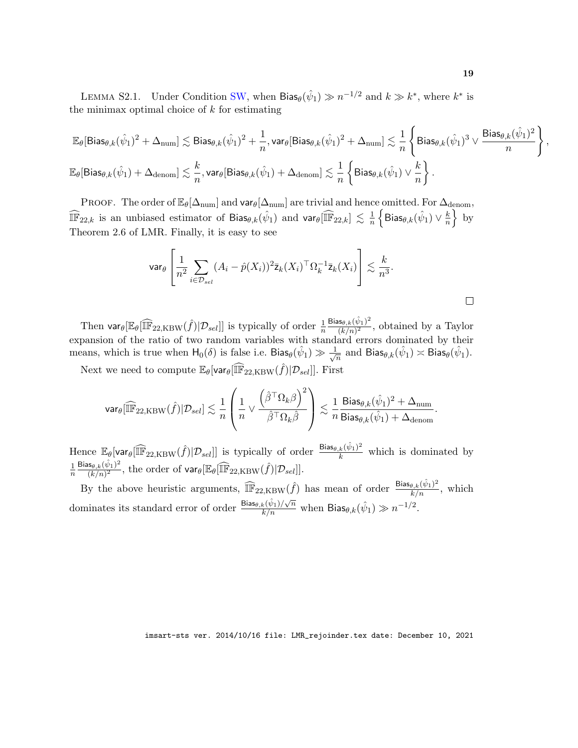LEMMA S2.1. Under Condition SW, when $\mathsf{Bias}_\theta(\hat{\psi}_1) \gg n^{-1/2}$ and $k \gg k^*$, where $k^*$ is the minimax optimal choice of $k$ for estimating

$$
\mathbb{E}_\theta[\mathsf{Bias}_{\theta,k}(\hat{\psi}_1)^2 + \Delta_{\mathrm{num}}] \lesssim \mathsf{Bias}_{\theta,k}(\hat{\psi}_1)^2 + \frac{1}{n}, \mathsf{var}_\theta[\mathsf{Bias}_{\theta,k}(\hat{\psi}_1)^2 + \Delta_{\mathrm{num}}] \lesssim \frac{1}{n}\left\{\mathsf{Bias}_{\theta,k}(\hat{\psi}_1)^3 \vee \frac{\mathsf{Bias}_{\theta,k}(\hat{\psi}_1)^2}{n}\right\},
$$

$$
\mathbb{E}_\theta[\mathsf{Bias}_{\theta,k}(\hat{\psi}_1) + \Delta_{\mathrm{denom}}] \lesssim \frac{k}{n}, \mathsf{var}_\theta[\mathsf{Bias}_{\theta,k}(\hat{\psi}_1) + \Delta_{\mathrm{denom}}] \lesssim \frac{1}{n}\left\{\mathsf{Bias}_{\theta,k}(\hat{\psi}_1) \vee \frac{k}{n}\right\}.
$$

PROOF. The order of $\mathbb{E}_\theta[\Delta_{\mathrm{num}}]$ and $\mathsf{var}_\theta[\Delta_{\mathrm{num}}]$ are trivial and hence omitted. For $\Delta_{\mathrm{denom}}$, $\widehat{\mathbb{IF}}_{22,k}$ is an unbiased estimator of $\mathsf{Bias}_{\theta,k}(\hat{\psi}_1)$ and $\mathsf{var}_\theta[\widehat{\mathbb{IF}}_{22,k}] \lesssim \frac{1}{n}\left\{\mathsf{Bias}_{\theta,k}(\hat{\psi}_1) \vee \frac{k}{n}\right\}$ by Theorem 2.6 of LMR. Finally, it is easy to see

$$
\mathsf{var}_\theta\left[\frac{1}{n^2}\sum_{i\in\mathcal{D}_{sel}}(A_i - \hat{p}(X_i))^2 \bar{\mathsf{z}}_k(X_i)^\top \Omega_k^{-1} \bar{\mathsf{z}}_k(X_i)\right] \lesssim \frac{k}{n^3}.
$$

□

Then $\mathsf{var}_\theta[\mathbb{E}_\theta[\widehat{\mathbb{IF}}_{22,\mathrm{KBW}}(\hat{f})|\mathcal{D}_{sel}]]$ is typically of order $\frac{1}{n}\frac{\mathsf{Bias}_{\theta,k}(\hat{\psi}_1)^2}{(k/n)^2}$, obtained by a Taylor expansion of the ratio of two random variables with standard errors dominated by their means, which is true when $\mathsf{H}_0(\delta)$ is false i.e. $\mathsf{Bias}_\theta(\hat{\psi}_1) \gg \frac{1}{\sqrt{n}}$ and $\mathsf{Bias}_{\theta,k}(\hat{\psi}_1) \asymp \mathsf{Bias}_\theta(\hat{\psi}_1)$.

Next we need to compute $\mathbb{E}_\theta[\mathsf{var}_\theta[\widehat{\mathbb{IF}}_{22,\mathrm{KBW}}(\hat{f})|\mathcal{D}_{sel}]]$. First

$$
\mathsf{var}_\theta[\widehat{\mathbb{IF}}_{22,\mathrm{KBW}}(\hat{f})|\mathcal{D}_{sel}] \lesssim \frac{1}{n}\left(\frac{1}{n} \vee \frac{\left(\hat{\beta}^\top \Omega_k \beta\right)^2}{\hat{\beta}^\top \Omega_k \hat{\beta}}\right) \lesssim \frac{1}{n}\frac{\mathsf{Bias}_{\theta,k}(\hat{\psi}_1)^2 + \Delta_{\mathrm{num}}}{\mathsf{Bias}_{\theta,k}(\hat{\psi}_1) + \Delta_{\mathrm{denom}}}.
$$

Hence $\mathbb{E}_\theta[\mathsf{var}_\theta[\widehat{\mathbb{IF}}_{22,\mathrm{KBW}}(\hat{f})|\mathcal{D}_{sel}]]$ is typically of order $\frac{\mathsf{Bias}_{\theta,k}(\hat{\psi}_1)^2}{k}$ which is dominated by $\frac{1}{n}\frac{\mathsf{Bias}_{\theta,k}(\hat{\psi}_1)^2}{(k/n)^2}$, the order of $\mathsf{var}_\theta[\mathbb{E}_\theta[\widehat{\mathbb{IF}}_{22,\mathrm{KBW}}(\hat{f})|\mathcal{D}_{sel}]]$.

By the above heuristic arguments, $\widehat{\mathbb{IF}}_{22,\mathrm{KBW}}(\hat{f})$ has mean of order $\frac{\mathsf{Bias}_{\theta,k}(\hat{\psi}_1)^2}{k/n}$, which dominates its standard error of order $\frac{\mathsf{Bias}_{\theta,k}(\hat{\psi}_1)/\sqrt{n}}{k/n}$ when $\mathsf{Bias}_{\theta,k}(\hat{\psi}_1) \gg n^{-1/2}$.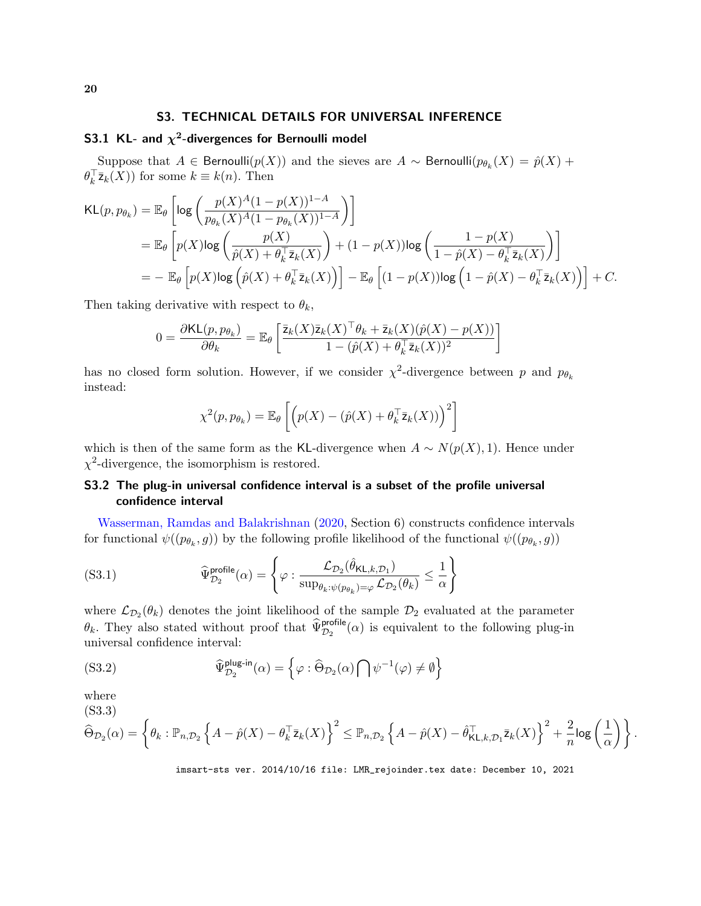## S3. TECHNICAL DETAILS FOR UNIVERSAL INFERENCE

### S3.1 KL- and $\chi^2$-divergences for Bernoulli model

Suppose that $A \in \mathsf{Bernoulli}(p(X))$ and the sieves are $A \sim \mathsf{Bernoulli}(p_{\theta_k}(X) = \hat{p}(X) + \theta_k^\top \bar{\mathsf{z}}_k(X))$ for some $k \equiv k(n)$. Then

$$
\begin{aligned}
\mathsf{KL}(p, p_{\theta_k}) &= \mathbb{E}_\theta \left[ \log \left( \frac{p(X)^A (1 - p(X))^{1-A}}{p_{\theta_k}(X)^A (1 - p_{\theta_k}(X))^{1-A}} \right) \right] \\
&= \mathbb{E}_\theta \left[ p(X) \log \left( \frac{p(X)}{\hat{p}(X) + \theta_k^\top \bar{\mathsf{z}}_k(X)} \right) + (1 - p(X)) \log \left( \frac{1 - p(X)}{1 - \hat{p}(X) - \theta_k^\top \bar{\mathsf{z}}_k(X)} \right) \right] \\
&= - \mathbb{E}_\theta \left[ p(X) \log \left( \hat{p}(X) + \theta_k^\top \bar{\mathsf{z}}_k(X) \right) \right] - \mathbb{E}_\theta \left[ (1 - p(X)) \log \left( 1 - \hat{p}(X) - \theta_k^\top \bar{\mathsf{z}}_k(X) \right) \right] + C.
\end{aligned}
$$

Then taking derivative with respect to $\theta_k$,

$$
0 = \frac{\partial \mathsf{KL}(p, p_{\theta_k})}{\partial \theta_k} = \mathbb{E}_\theta \left[ \frac{\bar{\mathsf{z}}_k(X) \bar{\mathsf{z}}_k(X)^\top \theta_k + \bar{\mathsf{z}}_k(X)(\hat{p}(X) - p(X))}{1 - (\hat{p}(X) + \theta_k^\top \bar{\mathsf{z}}_k(X))^2} \right]
$$

has no closed form solution. However, if we consider $\chi^2$-divergence between $p$ and $p_{\theta_k}$ instead:

$$
\chi^2(p, p_{\theta_k}) = \mathbb{E}_\theta \left[ \left( p(X) - (\hat{p}(X) + \theta_k^\top \bar{\mathsf{z}}_k(X)) \right)^2 \right]
$$

which is then of the same form as the KL-divergence when $A \sim N(p(X), 1)$. Hence under $\chi^2$-divergence, the isomorphism is restored.

### S3.2 The plug-in universal confidence interval is a subset of the profile universal confidence interval

Wasserman, Ramdas and Balakrishnan (2020, Section 6) constructs confidence intervals for functional $\psi((p_{\theta_k}, g))$ by the following profile likelihood of the functional $\psi((p_{\theta_k}, g))$

$$
\widehat{\Psi}^{\mathsf{profile}}_{\mathcal{D}_2}(\alpha) = \left\{ \varphi : \frac{\mathcal{L}_{\mathcal{D}_2}(\hat{\theta}_{\mathsf{KL},k,\mathcal{D}_1})}{\sup_{\theta_k : \psi(p_{\theta_k}) = \varphi} \mathcal{L}_{\mathcal{D}_2}(\theta_k)} \le \frac{1}{\alpha} \right\} \tag{S3.1}
$$

where $\mathcal{L}_{\mathcal{D}_2}(\theta_k)$ denotes the joint likelihood of the sample $\mathcal{D}_2$ evaluated at the parameter $\theta_k$. They also stated without proof that $\widehat{\Psi}^{\mathsf{profile}}_{\mathcal{D}_2}(\alpha)$ is equivalent to the following plug-in universal confidence interval:

$$
\widehat{\Psi}^{\mathsf{plug\text{-}in}}_{\mathcal{D}_2}(\alpha) = \left\{ \varphi : \widehat{\Theta}_{\mathcal{D}_2}(\alpha) \bigcap \psi^{-1}(\varphi) \neq \emptyset \right\} \tag{S3.2}
$$

where

$$
\widehat{\Theta}_{\mathcal{D}_2}(\alpha) = \left\{ \theta_k : \mathbb{P}_{n,\mathcal{D}_2} \left\{ A - \hat{p}(X) - \theta_k^\top \bar{\mathsf{z}}_k(X) \right\}^2 \le \mathbb{P}_{n,\mathcal{D}_2} \left\{ A - \hat{p}(X) - \hat{\theta}_{\mathsf{KL},k,\mathcal{D}_1}^\top \bar{\mathsf{z}}_k(X) \right\}^2 + \frac{2}{n} \log \left( \frac{1}{\alpha} \right) \right\}. \tag{S3.3}
$$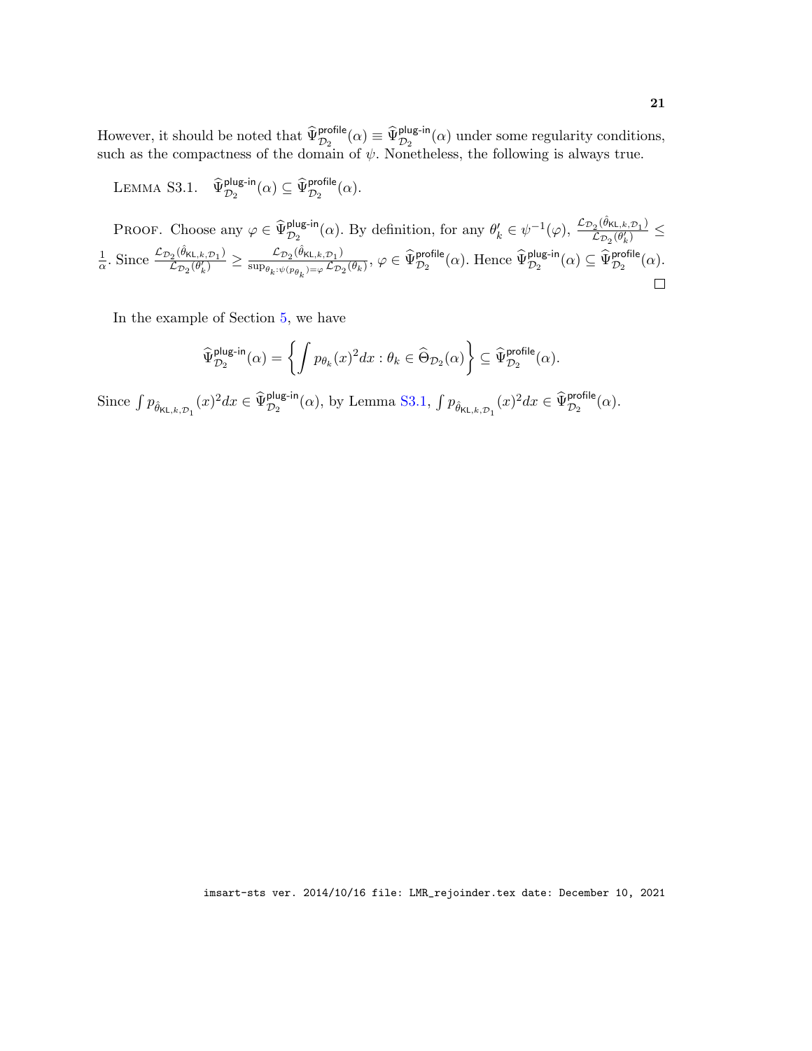However, it should be noted that $\widehat{\Psi}^{\mathsf{profile}}_{\mathcal{D}_2}(\alpha) \equiv \widehat{\Psi}^{\mathsf{plug\text{-}in}}_{\mathcal{D}_2}(\alpha)$ under some regularity conditions, such as the compactness of the domain of $\psi$. Nonetheless, the following is always true.

LEMMA S3.1. $\widehat{\Psi}^{\mathsf{plug\text{-}in}}_{\mathcal{D}_2}(\alpha) \subseteq \widehat{\Psi}^{\mathsf{profile}}_{\mathcal{D}_2}(\alpha)$.

PROOF. Choose any $\varphi \in \widehat{\Psi}^{\mathsf{plug\text{-}in}}_{\mathcal{D}_2}(\alpha)$. By definition, for any $\theta'_k \in \psi^{-1}(\varphi)$, $\frac{\mathcal{L}_{\mathcal{D}_2}(\hat{\theta}_{\mathsf{KL},k,\mathcal{D}_1})}{\mathcal{L}_{\mathcal{D}_2}(\theta'_k)} \leq \frac{1}{\alpha}$. Since $\frac{\mathcal{L}_{\mathcal{D}_2}(\hat{\theta}_{\mathsf{KL},k,\mathcal{D}_1})}{\mathcal{L}_{\mathcal{D}_2}(\theta'_k)} \geq \frac{\mathcal{L}_{\mathcal{D}_2}(\hat{\theta}_{\mathsf{KL},k,\mathcal{D}_1})}{\sup_{\theta_k : \psi(p_{\theta_k}) = \varphi} \mathcal{L}_{\mathcal{D}_2}(\theta_k)}$, $\varphi \in \widehat{\Psi}^{\mathsf{profile}}_{\mathcal{D}_2}(\alpha)$. Hence $\widehat{\Psi}^{\mathsf{plug\text{-}in}}_{\mathcal{D}_2}(\alpha) \subseteq \widehat{\Psi}^{\mathsf{profile}}_{\mathcal{D}_2}(\alpha)$. $\square$

In the example of Section 5, we have

$$\widehat{\Psi}^{\mathsf{plug\text{-}in}}_{\mathcal{D}_2}(\alpha) = \left\{ \int p_{\theta_k}(x)^2 dx : \theta_k \in \widehat{\Theta}_{\mathcal{D}_2}(\alpha) \right\} \subseteq \widehat{\Psi}^{\mathsf{profile}}_{\mathcal{D}_2}(\alpha).$$

Since $\int p_{\hat{\theta}_{\mathsf{KL},k,\mathcal{D}_1}}(x)^2 dx \in \widehat{\Psi}^{\mathsf{plug\text{-}in}}_{\mathcal{D}_2}(\alpha)$, by Lemma S3.1, $\int p_{\hat{\theta}_{\mathsf{KL},k,\mathcal{D}_1}}(x)^2 dx \in \widehat{\Psi}^{\mathsf{profile}}_{\mathcal{D}_2}(\alpha)$.